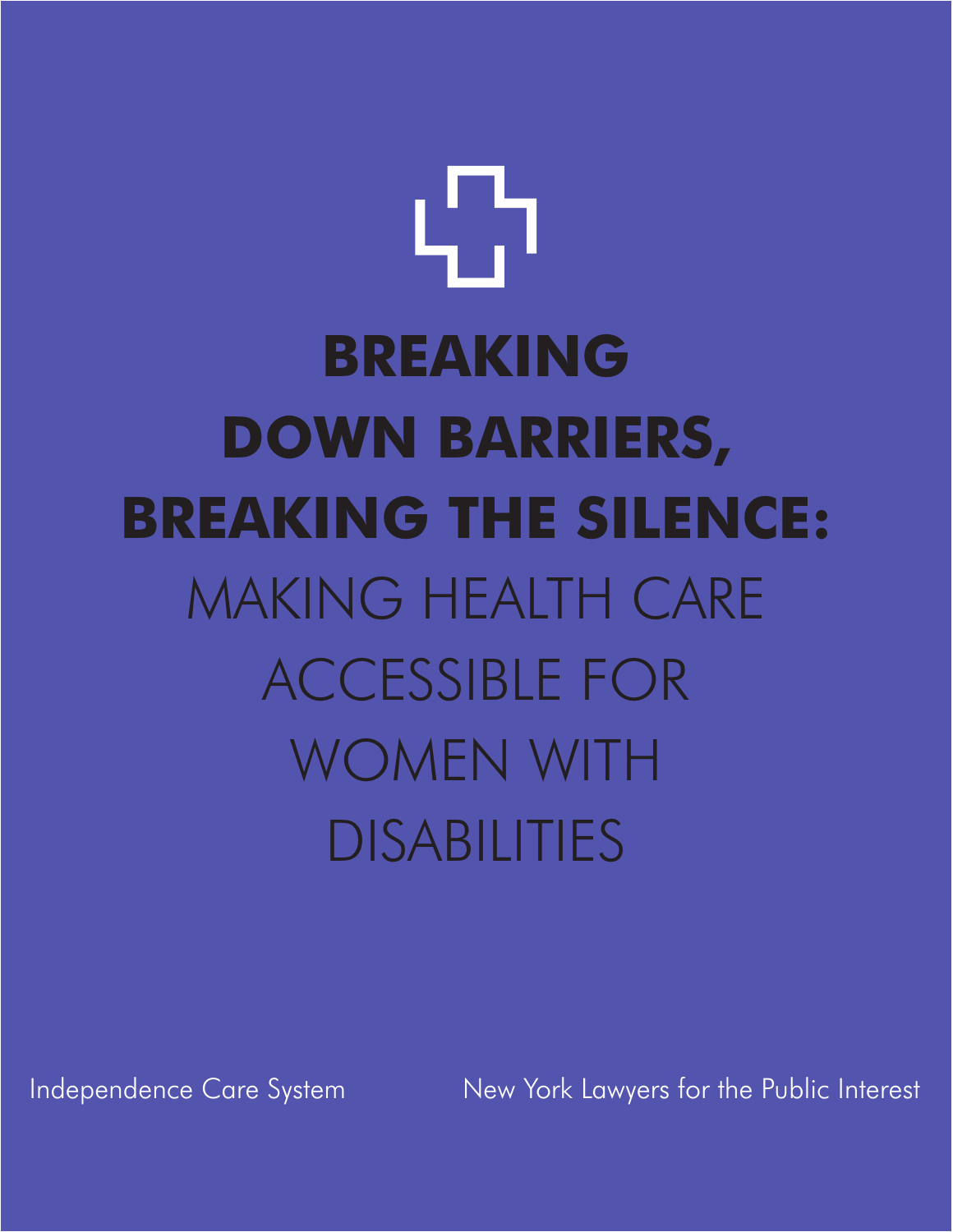# BREAKING DOWN BARRIERS, BREAKING THE SILENCE:

## MAKING HEALTH CARE ACCESSIBLE FOR WOMEN WITH DISABILITIES

Independence Care System

New York Lawyers for the Public Interest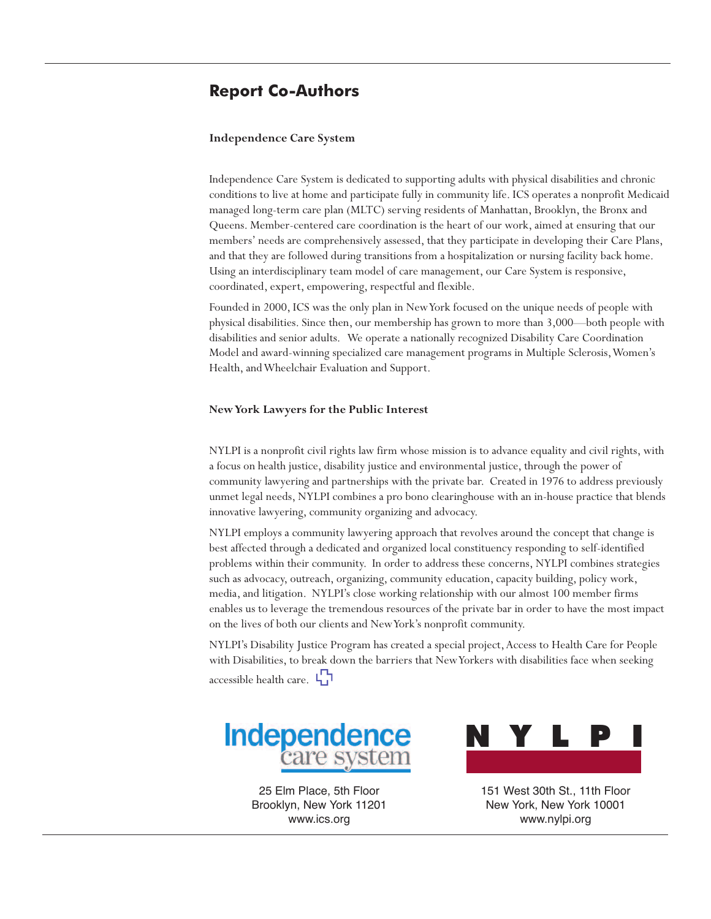## Report Co-Authors

### Independence Care System

Independence Care System is dedicated to supporting adults with physical disabilities and chronic conditions to live at home and participate fully in community life. ICS operates a nonprofit Medicaid managed long-term care plan (MLTC) serving residents of Manhattan, Brooklyn, the Bronx and Queens. Member-centered care coordination is the heart of our work, aimed at ensuring that our members' needs are comprehensively assessed, that they participate in developing their Care Plans, and that they are followed during transitions from a hospitalization or nursing facility back home. Using an interdisciplinary team model of care management, our Care System is responsive, coordinated, expert, empowering, respectful and flexible.

Founded in 2000, ICS was the only plan in New York focused on the unique needs of people with physical disabilities. Since then, our membership has grown to more than 3,000—both people with disabilities and senior adults. We operate a nationally recognized Disability Care Coordination Model and award-winning specialized care management programs in Multiple Sclerosis, Women's Health, and Wheelchair Evaluation and Support.

### New York Lawyers for the Public Interest

NYLPI is a nonprofit civil rights law firm whose mission is to advance equality and civil rights, with a focus on health justice, disability justice and environmental justice, through the power of community lawyering and partnerships with the private bar. Created in 1976 to address previously unmet legal needs, NYLPI combines a pro bono clearinghouse with an in-house practice that blends innovative lawyering, community organizing and advocacy.

NYLPI employs a community lawyering approach that revolves around the concept that change is best affected through a dedicated and organized local constituency responding to self-identified problems within their community. In order to address these concerns, NYLPI combines strategies such as advocacy, outreach, organizing, community education, capacity building, policy work, media, and litigation. NYLPI's close working relationship with our almost 100 member firms enables us to leverage the tremendous resources of the private bar in order to have the most impact on the lives of both our clients and New York's nonprofit community.

NYLPI's Disability Justice Program has created a special project, Access to Health Care for People with Disabilities, to break down the barriers that New Yorkers with disabilities face when seeking accessible health care.

Independence care system

25 Elm Place, 5th Floor
Brooklyn, New York 11201
www.ics.org

NYLPI

151 West 30th St., 11th Floor
New York, New York 10001
www.nylpi.org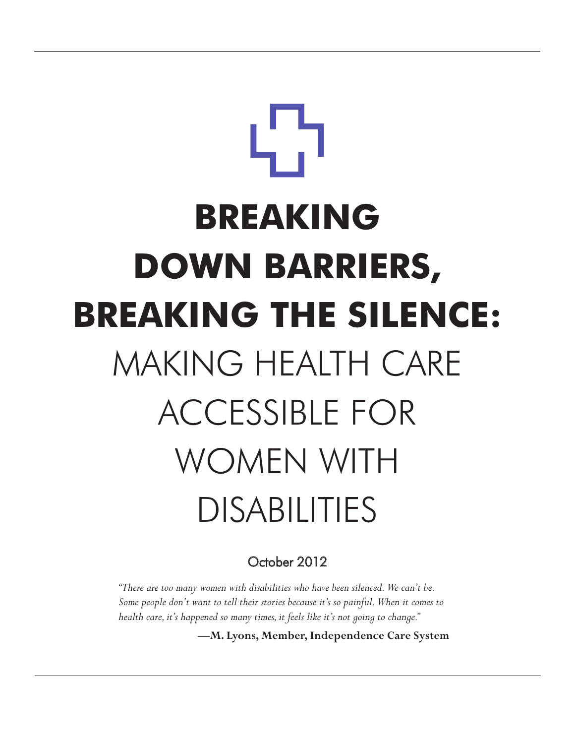# BREAKING DOWN BARRIERS, BREAKING THE SILENCE:

## MAKING HEALTH CARE ACCESSIBLE FOR WOMEN WITH DISABILITIES

October 2012

*"There are too many women with disabilities who have been silenced. We can't be. Some people don't want to tell their stories because it's so painful. When it comes to health care, it's happened so many times, it feels like it's not going to change."*

**—M. Lyons, Member, Independence Care System**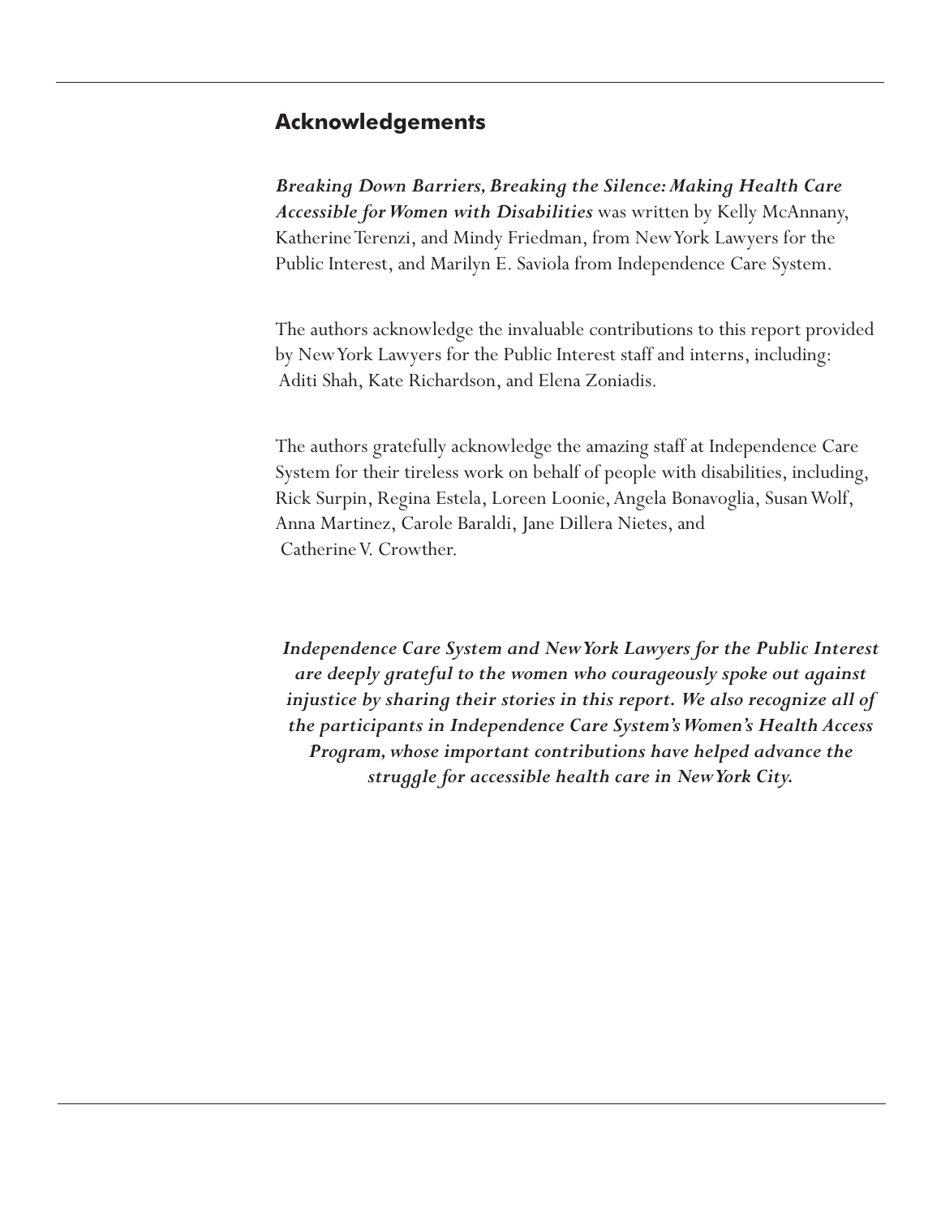## Acknowledgements

***Breaking Down Barriers, Breaking the Silence: Making Health Care Accessible for Women with Disabilities*** was written by Kelly McAnnany, Katherine Terenzi, and Mindy Friedman, from New York Lawyers for the Public Interest, and Marilyn E. Saviola from Independence Care System.

The authors acknowledge the invaluable contributions to this report provided by New York Lawyers for the Public Interest staff and interns, including: Aditi Shah, Kate Richardson, and Elena Zoniadis.

The authors gratefully acknowledge the amazing staff at Independence Care System for their tireless work on behalf of people with disabilities, including, Rick Surpin, Regina Estela, Loreen Loonie, Angela Bonavoglia, Susan Wolf, Anna Martinez, Carole Baraldi, Jane Dillera Nietes, and Catherine V. Crowther.

***Independence Care System and New York Lawyers for the Public Interest are deeply grateful to the women who courageously spoke out against injustice by sharing their stories in this report. We also recognize all of the participants in Independence Care System's Women's Health Access Program, whose important contributions have helped advance the struggle for accessible health care in New York City.***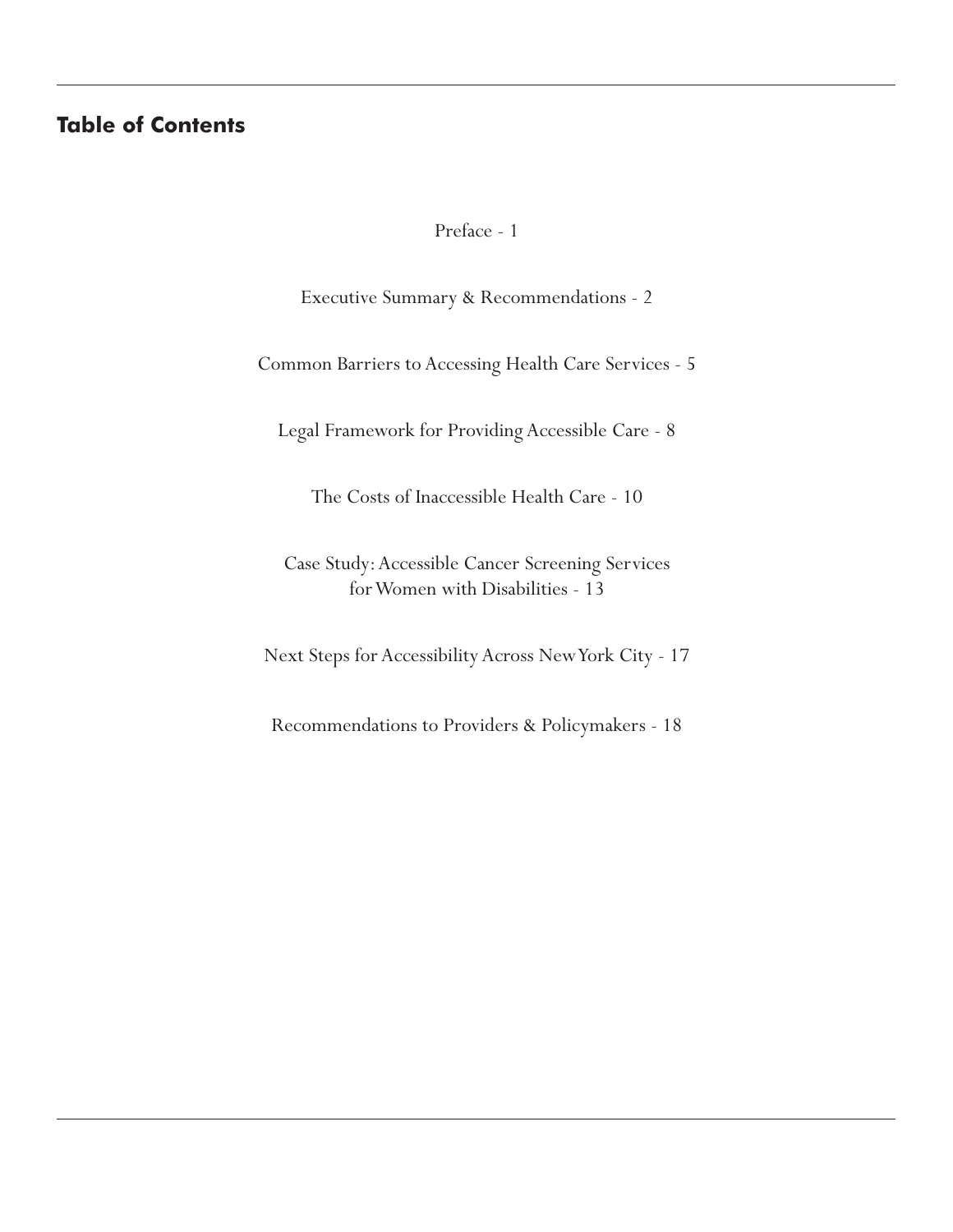## Table of Contents

Preface - 1

Executive Summary & Recommendations - 2

Common Barriers to Accessing Health Care Services - 5

Legal Framework for Providing Accessible Care - 8

The Costs of Inaccessible Health Care - 10

Case Study: Accessible Cancer Screening Services for Women with Disabilities - 13

Next Steps for Accessibility Across New York City - 17

Recommendations to Providers & Policymakers - 18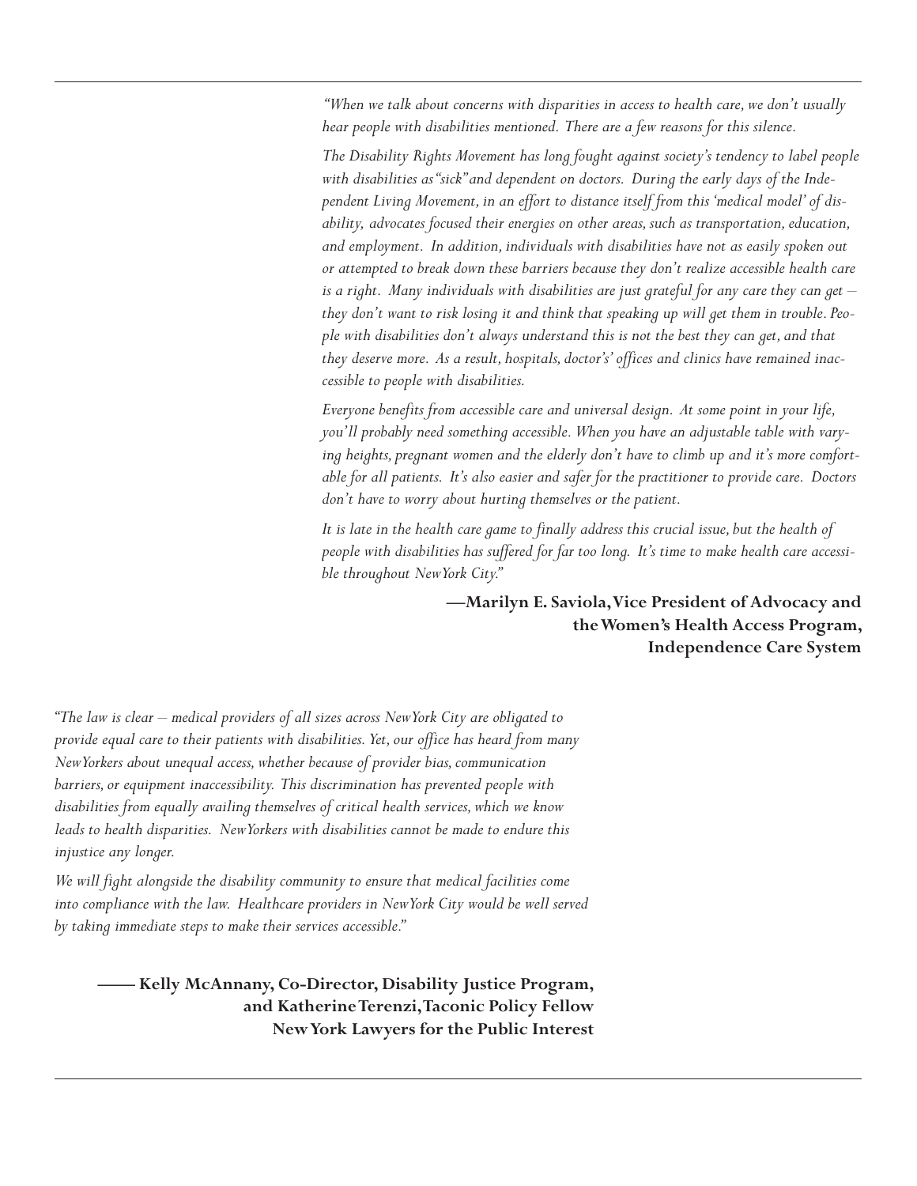*"When we talk about concerns with disparities in access to health care, we don't usually hear people with disabilities mentioned. There are a few reasons for this silence.*

*The Disability Rights Movement has long fought against society's tendency to label people with disabilities as "sick" and dependent on doctors. During the early days of the Independent Living Movement, in an effort to distance itself from this 'medical model' of disability, advocates focused their energies on other areas, such as transportation, education, and employment. In addition, individuals with disabilities have not as easily spoken out or attempted to break down these barriers because they don't realize accessible health care is a right. Many individuals with disabilities are just grateful for any care they can get – they don't want to risk losing it and think that speaking up will get them in trouble. People with disabilities don't always understand this is not the best they can get, and that they deserve more. As a result, hospitals, doctor's' offices and clinics have remained inaccessible to people with disabilities.*

*Everyone benefits from accessible care and universal design. At some point in your life, you'll probably need something accessible. When you have an adjustable table with varying heights, pregnant women and the elderly don't have to climb up and it's more comfortable for all patients. It's also easier and safer for the practitioner to provide care. Doctors don't have to worry about hurting themselves or the patient.*

*It is late in the health care game to finally address this crucial issue, but the health of people with disabilities has suffered for far too long. It's time to make health care accessible throughout New York City."*

**—Marilyn E. Saviola, Vice President of Advocacy and the Women's Health Access Program, Independence Care System**

*"The law is clear – medical providers of all sizes across New York City are obligated to provide equal care to their patients with disabilities. Yet, our office has heard from many New Yorkers about unequal access, whether because of provider bias, communication barriers, or equipment inaccessibility. This discrimination has prevented people with disabilities from equally availing themselves of critical health services, which we know leads to health disparities. New Yorkers with disabilities cannot be made to endure this injustice any longer.*

*We will fight alongside the disability community to ensure that medical facilities come into compliance with the law. Healthcare providers in New York City would be well served by taking immediate steps to make their services accessible."*

**—— Kelly McAnnany, Co-Director, Disability Justice Program, and Katherine Terenzi, Taconic Policy Fellow New York Lawyers for the Public Interest**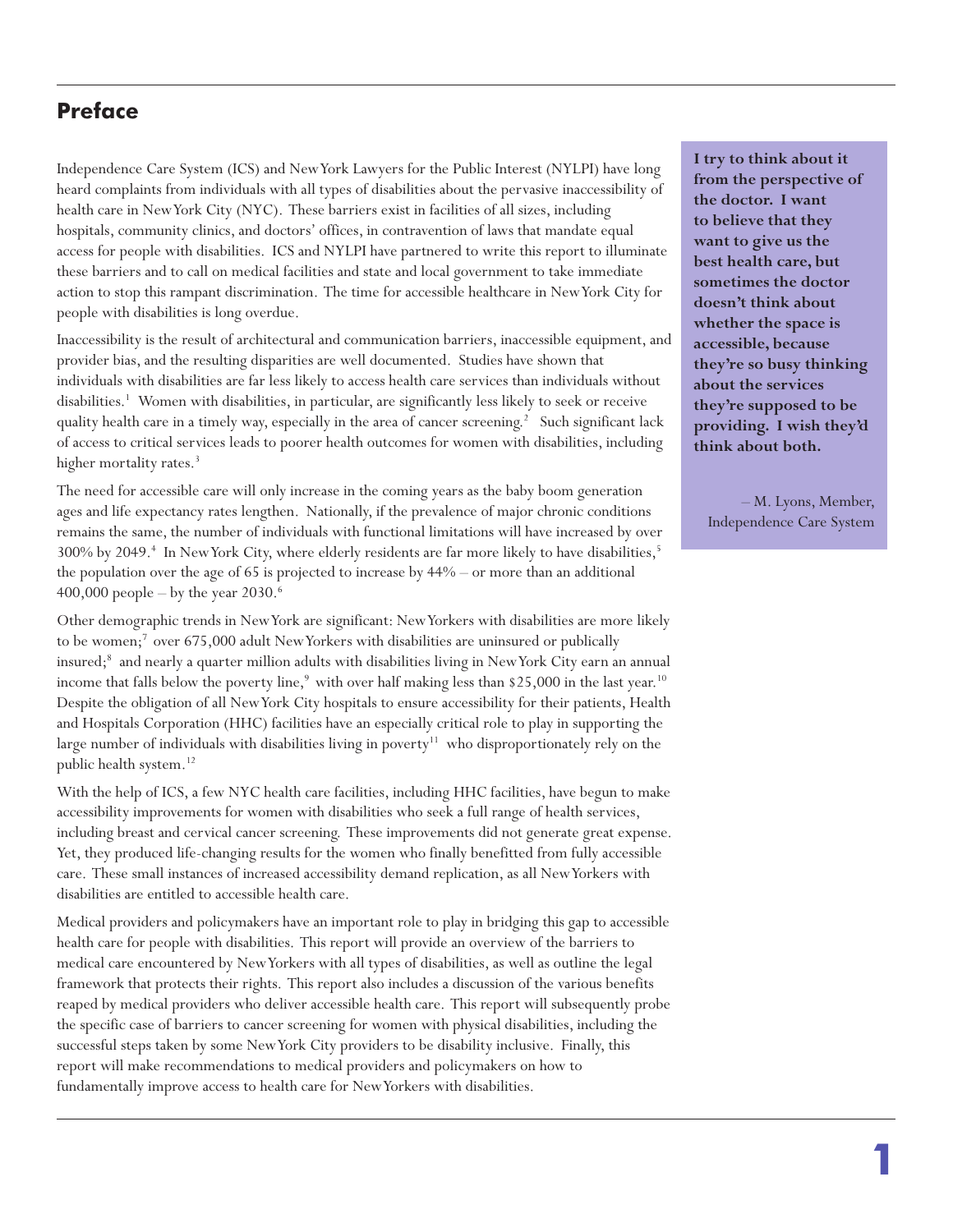## Preface

Independence Care System (ICS) and New York Lawyers for the Public Interest (NYLPI) have long heard complaints from individuals with all types of disabilities about the pervasive inaccessibility of health care in New York City (NYC). These barriers exist in facilities of all sizes, including hospitals, community clinics, and doctors' offices, in contravention of laws that mandate equal access for people with disabilities. ICS and NYLPI have partnered to write this report to illuminate these barriers and to call on medical facilities and state and local government to take immediate action to stop this rampant discrimination. The time for accessible healthcare in New York City for people with disabilities is long overdue.

Inaccessibility is the result of architectural and communication barriers, inaccessible equipment, and provider bias, and the resulting disparities are well documented. Studies have shown that individuals with disabilities are far less likely to access health care services than individuals without disabilities.[1] Women with disabilities, in particular, are significantly less likely to seek or receive quality health care in a timely way, especially in the area of cancer screening.[2] Such significant lack of access to critical services leads to poorer health outcomes for women with disabilities, including higher mortality rates.[3]

The need for accessible care will only increase in the coming years as the baby boom generation ages and life expectancy rates lengthen. Nationally, if the prevalence of major chronic conditions remains the same, the number of individuals with functional limitations will have increased by over 300% by 2049.[4] In New York City, where elderly residents are far more likely to have disabilities,[5] the population over the age of 65 is projected to increase by 44% – or more than an additional 400,000 people – by the year 2030.[6]

Other demographic trends in New York are significant: New Yorkers with disabilities are more likely to be women;[7] over 675,000 adult New Yorkers with disabilities are uninsured or publically insured;[8] and nearly a quarter million adults with disabilities living in New York City earn an annual income that falls below the poverty line,[9] with over half making less than $25,000 in the last year.[10] Despite the obligation of all New York City hospitals to ensure accessibility for their patients, Health and Hospitals Corporation (HHC) facilities have an especially critical role to play in supporting the large number of individuals with disabilities living in poverty[11] who disproportionately rely on the public health system.[12]

With the help of ICS, a few NYC health care facilities, including HHC facilities, have begun to make accessibility improvements for women with disabilities who seek a full range of health services, including breast and cervical cancer screening. These improvements did not generate great expense. Yet, they produced life-changing results for the women who finally benefitted from fully accessible care. These small instances of increased accessibility demand replication, as all New Yorkers with disabilities are entitled to accessible health care.

Medical providers and policymakers have an important role to play in bridging this gap to accessible health care for people with disabilities. This report will provide an overview of the barriers to medical care encountered by New Yorkers with all types of disabilities, as well as outline the legal framework that protects their rights. This report also includes a discussion of the various benefits reaped by medical providers who deliver accessible health care. This report will subsequently probe the specific case of barriers to cancer screening for women with physical disabilities, including the successful steps taken by some New York City providers to be disability inclusive. Finally, this report will make recommendations to medical providers and policymakers on how to fundamentally improve access to health care for New Yorkers with disabilities.

> **I try to think about it from the perspective of the doctor. I want to believe that they want to give us the best health care, but sometimes the doctor doesn't think about whether the space is accessible, because they're so busy thinking about the services they're supposed to be providing. I wish they'd think about both.**
>
> – M. Lyons, Member, Independence Care System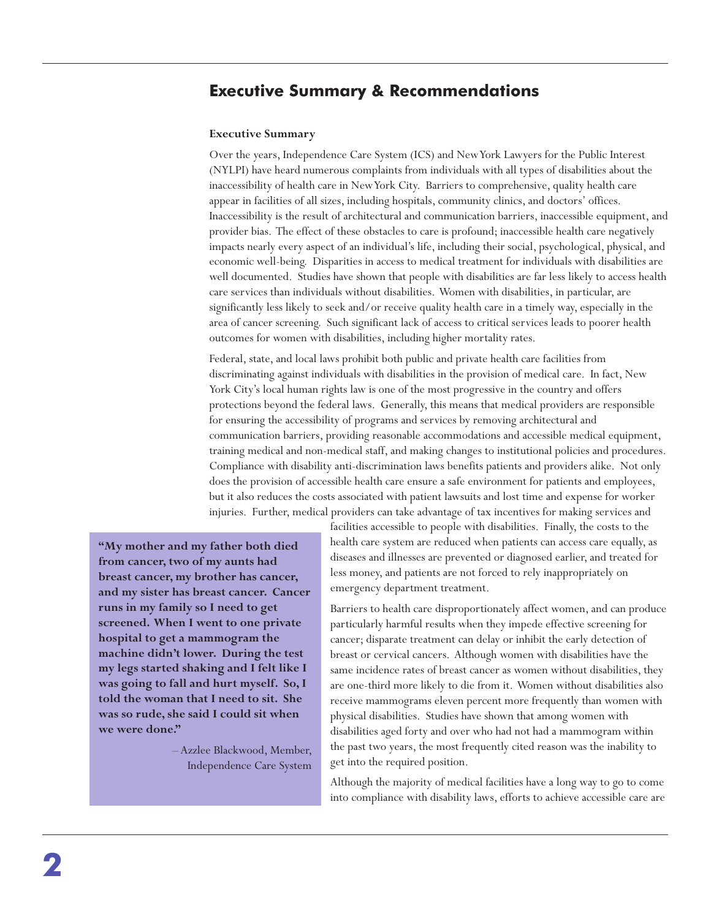## Executive Summary & Recommendations

### Executive Summary

Over the years, Independence Care System (ICS) and New York Lawyers for the Public Interest (NYLPI) have heard numerous complaints from individuals with all types of disabilities about the inaccessibility of health care in New York City. Barriers to comprehensive, quality health care appear in facilities of all sizes, including hospitals, community clinics, and doctors' offices. Inaccessibility is the result of architectural and communication barriers, inaccessible equipment, and provider bias. The effect of these obstacles to care is profound; inaccessible health care negatively impacts nearly every aspect of an individual's life, including their social, psychological, physical, and economic well-being. Disparities in access to medical treatment for individuals with disabilities are well documented. Studies have shown that people with disabilities are far less likely to access health care services than individuals without disabilities. Women with disabilities, in particular, are significantly less likely to seek and/or receive quality health care in a timely way, especially in the area of cancer screening. Such significant lack of access to critical services leads to poorer health outcomes for women with disabilities, including higher mortality rates.

Federal, state, and local laws prohibit both public and private health care facilities from discriminating against individuals with disabilities in the provision of medical care. In fact, New York City's local human rights law is one of the most progressive in the country and offers protections beyond the federal laws. Generally, this means that medical providers are responsible for ensuring the accessibility of programs and services by removing architectural and communication barriers, providing reasonable accommodations and accessible medical equipment, training medical and non-medical staff, and making changes to institutional policies and procedures. Compliance with disability anti-discrimination laws benefits patients and providers alike. Not only does the provision of accessible health care ensure a safe environment for patients and employees, but it also reduces the costs associated with patient lawsuits and lost time and expense for worker injuries. Further, medical providers can take advantage of tax incentives for making services and facilities accessible to people with disabilities. Finally, the costs to the health care system are reduced when patients can access care equally, as diseases and illnesses are prevented or diagnosed earlier, and treated for less money, and patients are not forced to rely inappropriately on emergency department treatment.

Barriers to health care disproportionately affect women, and can produce particularly harmful results when they impede effective screening for cancer; disparate treatment can delay or inhibit the early detection of breast or cervical cancers. Although women with disabilities have the same incidence rates of breast cancer as women without disabilities, they are one-third more likely to die from it. Women without disabilities also receive mammograms eleven percent more frequently than women with physical disabilities. Studies have shown that among women with disabilities aged forty and over who had not had a mammogram within the past two years, the most frequently cited reason was the inability to get into the required position.

> **"My mother and my father both died from cancer, two of my aunts had breast cancer, my brother has cancer, and my sister has breast cancer. Cancer runs in my family so I need to get screened. When I went to one private hospital to get a mammogram the machine didn't lower. During the test my legs started shaking and I felt like I was going to fall and hurt myself. So, I told the woman that I need to sit. She was so rude, she said I could sit when we were done."**
>
> – Azzlee Blackwood, Member, Independence Care System

Although the majority of medical facilities have a long way to go to come into compliance with disability laws, efforts to achieve accessible care are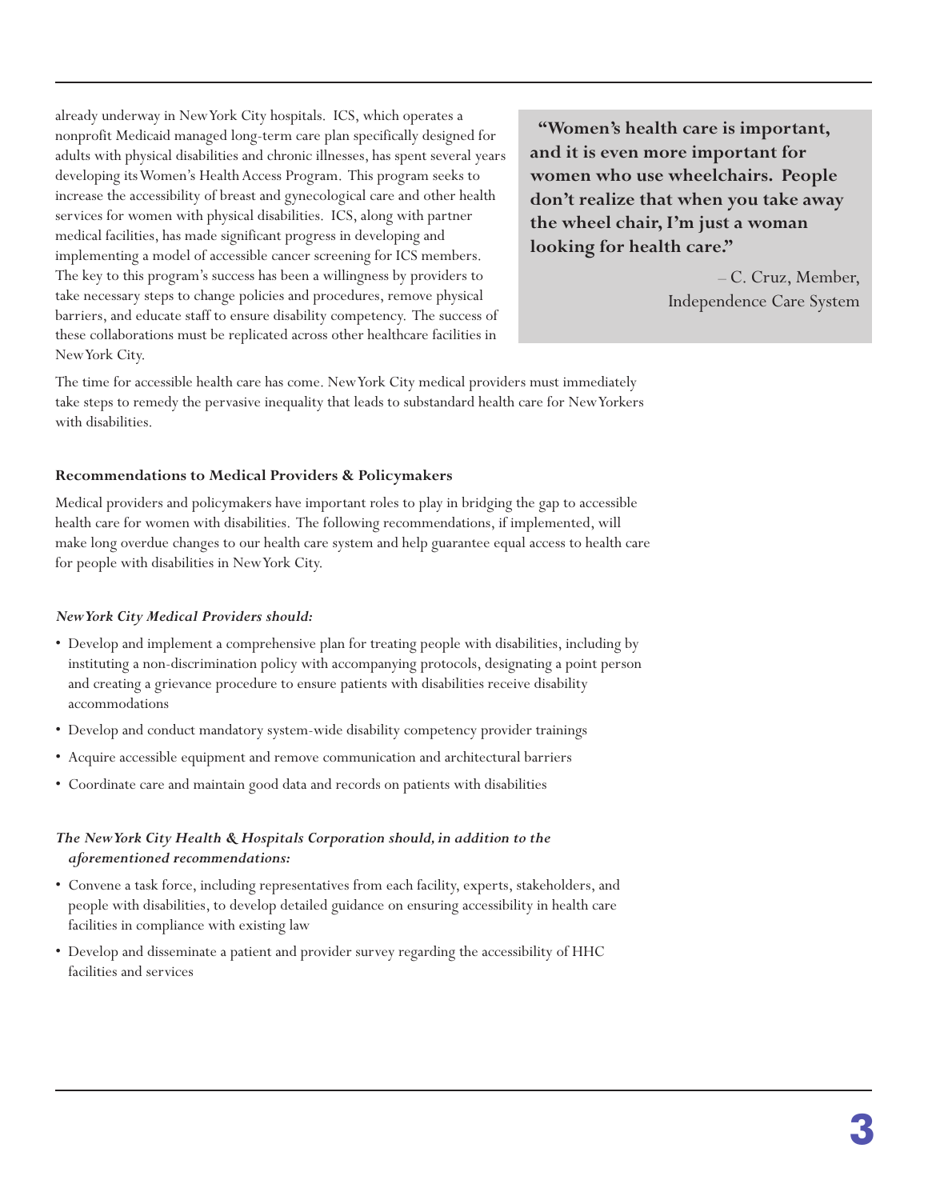already underway in New York City hospitals. ICS, which operates a nonprofit Medicaid managed long-term care plan specifically designed for adults with physical disabilities and chronic illnesses, has spent several years developing its Women's Health Access Program. This program seeks to increase the accessibility of breast and gynecological care and other health services for women with physical disabilities. ICS, along with partner medical facilities, has made significant progress in developing and implementing a model of accessible cancer screening for ICS members. The key to this program's success has been a willingness by providers to take necessary steps to change policies and procedures, remove physical barriers, and educate staff to ensure disability competency. The success of these collaborations must be replicated across other healthcare facilities in New York City.

> **"Women's health care is important, and it is even more important for women who use wheelchairs. People don't realize that when you take away the wheel chair, I'm just a woman looking for health care."**
>
> – C. Cruz, Member, Independence Care System

The time for accessible health care has come. New York City medical providers must immediately take steps to remedy the pervasive inequality that leads to substandard health care for New Yorkers with disabilities.

### Recommendations to Medical Providers & Policymakers

Medical providers and policymakers have important roles to play in bridging the gap to accessible health care for women with disabilities. The following recommendations, if implemented, will make long overdue changes to our health care system and help guarantee equal access to health care for people with disabilities in New York City.

***New York City Medical Providers should:***

- Develop and implement a comprehensive plan for treating people with disabilities, including by instituting a non-discrimination policy with accompanying protocols, designating a point person and creating a grievance procedure to ensure patients with disabilities receive disability accommodations
- Develop and conduct mandatory system-wide disability competency provider trainings
- Acquire accessible equipment and remove communication and architectural barriers
- Coordinate care and maintain good data and records on patients with disabilities

***The New York City Health & Hospitals Corporation should, in addition to the aforementioned recommendations:***

- Convene a task force, including representatives from each facility, experts, stakeholders, and people with disabilities, to develop detailed guidance on ensuring accessibility in health care facilities in compliance with existing law
- Develop and disseminate a patient and provider survey regarding the accessibility of HHC facilities and services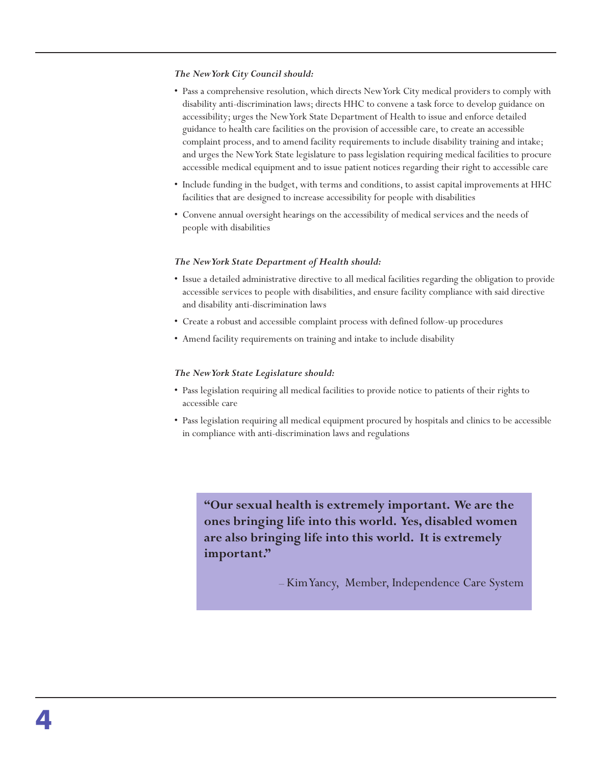*The New York City Council should:*

- Pass a comprehensive resolution, which directs New York City medical providers to comply with disability anti-discrimination laws; directs HHC to convene a task force to develop guidance on accessibility; urges the New York State Department of Health to issue and enforce detailed guidance to health care facilities on the provision of accessible care, to create an accessible complaint process, and to amend facility requirements to include disability training and intake; and urges the New York State legislature to pass legislation requiring medical facilities to procure accessible medical equipment and to issue patient notices regarding their right to accessible care
- Include funding in the budget, with terms and conditions, to assist capital improvements at HHC facilities that are designed to increase accessibility for people with disabilities
- Convene annual oversight hearings on the accessibility of medical services and the needs of people with disabilities

*The New York State Department of Health should:*

- Issue a detailed administrative directive to all medical facilities regarding the obligation to provide accessible services to people with disabilities, and ensure facility compliance with said directive and disability anti-discrimination laws
- Create a robust and accessible complaint process with defined follow-up procedures
- Amend facility requirements on training and intake to include disability

*The New York State Legislature should:*

- Pass legislation requiring all medical facilities to provide notice to patients of their rights to accessible care
- Pass legislation requiring all medical equipment procured by hospitals and clinics to be accessible in compliance with anti-discrimination laws and regulations

**"Our sexual health is extremely important. We are the ones bringing life into this world. Yes, disabled women are also bringing life into this world. It is extremely important."**

– Kim Yancy, Member, Independence Care System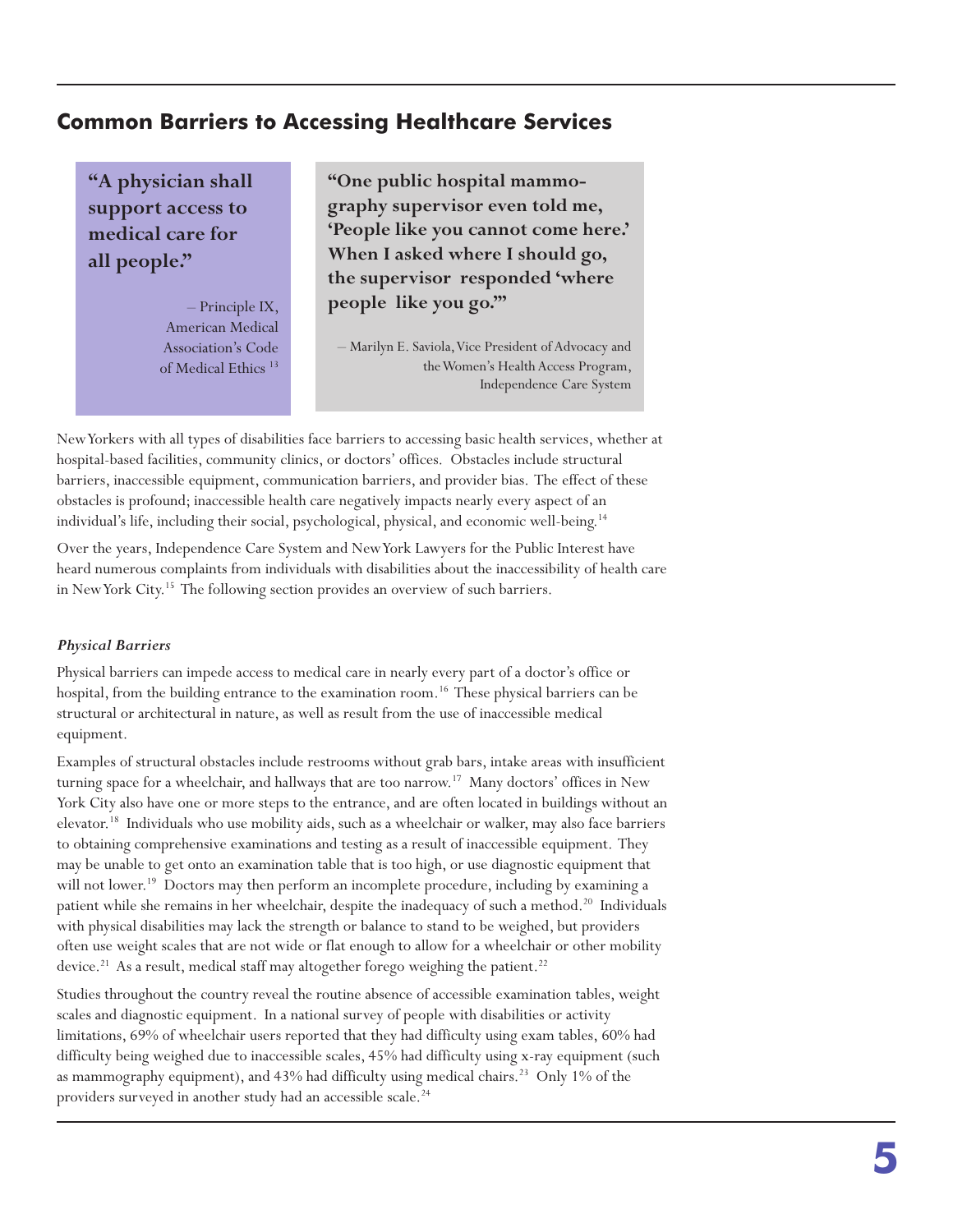## Common Barriers to Accessing Healthcare Services

> **"A physician shall support access to medical care for all people."**
>
> – Principle IX, American Medical Association's Code of Medical Ethics [13]

> **"One public hospital mammography supervisor even told me, 'People like you cannot come here.' When I asked where I should go, the supervisor responded 'where people like you go.'"**
>
> – Marilyn E. Saviola, Vice President of Advocacy and the Women's Health Access Program, Independence Care System

New Yorkers with all types of disabilities face barriers to accessing basic health services, whether at hospital-based facilities, community clinics, or doctors' offices. Obstacles include structural barriers, inaccessible equipment, communication barriers, and provider bias. The effect of these obstacles is profound; inaccessible health care negatively impacts nearly every aspect of an individual's life, including their social, psychological, physical, and economic well-being.[14]

Over the years, Independence Care System and New York Lawyers for the Public Interest have heard numerous complaints from individuals with disabilities about the inaccessibility of health care in New York City.[15] The following section provides an overview of such barriers.

***Physical Barriers***

Physical barriers can impede access to medical care in nearly every part of a doctor's office or hospital, from the building entrance to the examination room.[16] These physical barriers can be structural or architectural in nature, as well as result from the use of inaccessible medical equipment.

Examples of structural obstacles include restrooms without grab bars, intake areas with insufficient turning space for a wheelchair, and hallways that are too narrow.[17] Many doctors' offices in New York City also have one or more steps to the entrance, and are often located in buildings without an elevator.[18] Individuals who use mobility aids, such as a wheelchair or walker, may also face barriers to obtaining comprehensive examinations and testing as a result of inaccessible equipment. They may be unable to get onto an examination table that is too high, or use diagnostic equipment that will not lower.[19] Doctors may then perform an incomplete procedure, including by examining a patient while she remains in her wheelchair, despite the inadequacy of such a method.[20] Individuals with physical disabilities may lack the strength or balance to stand to be weighed, but providers often use weight scales that are not wide or flat enough to allow for a wheelchair or other mobility device.[21] As a result, medical staff may altogether forego weighing the patient.[22]

Studies throughout the country reveal the routine absence of accessible examination tables, weight scales and diagnostic equipment. In a national survey of people with disabilities or activity limitations, 69% of wheelchair users reported that they had difficulty using exam tables, 60% had difficulty being weighed due to inaccessible scales, 45% had difficulty using x-ray equipment (such as mammography equipment), and 43% had difficulty using medical chairs.[23] Only 1% of the providers surveyed in another study had an accessible scale.[24]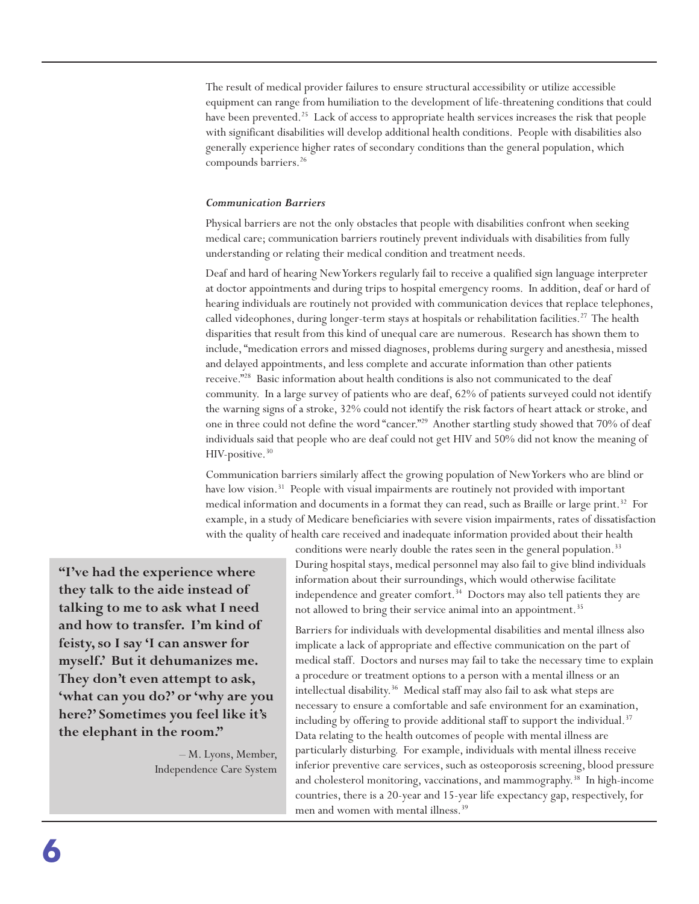The result of medical provider failures to ensure structural accessibility or utilize accessible equipment can range from humiliation to the development of life-threatening conditions that could have been prevented.[25] Lack of access to appropriate health services increases the risk that people with significant disabilities will develop additional health conditions. People with disabilities also generally experience higher rates of secondary conditions than the general population, which compounds barriers.[26]

### *Communication Barriers*

Physical barriers are not the only obstacles that people with disabilities confront when seeking medical care; communication barriers routinely prevent individuals with disabilities from fully understanding or relating their medical condition and treatment needs.

Deaf and hard of hearing New Yorkers regularly fail to receive a qualified sign language interpreter at doctor appointments and during trips to hospital emergency rooms. In addition, deaf or hard of hearing individuals are routinely not provided with communication devices that replace telephones, called videophones, during longer-term stays at hospitals or rehabilitation facilities.[27] The health disparities that result from this kind of unequal care are numerous. Research has shown them to include, "medication errors and missed diagnoses, problems during surgery and anesthesia, missed and delayed appointments, and less complete and accurate information than other patients receive."[28] Basic information about health conditions is also not communicated to the deaf community. In a large survey of patients who are deaf, 62% of patients surveyed could not identify the warning signs of a stroke, 32% could not identify the risk factors of heart attack or stroke, and one in three could not define the word "cancer."[29] Another startling study showed that 70% of deaf individuals said that people who are deaf could not get HIV and 50% did not know the meaning of HIV-positive.[30]

Communication barriers similarly affect the growing population of New Yorkers who are blind or have low vision.[31] People with visual impairments are routinely not provided with important medical information and documents in a format they can read, such as Braille or large print.[32] For example, in a study of Medicare beneficiaries with severe vision impairments, rates of dissatisfaction with the quality of health care received and inadequate information provided about their health conditions were nearly double the rates seen in the general population.[33] During hospital stays, medical personnel may also fail to give blind individuals information about their surroundings, which would otherwise facilitate independence and greater comfort.[34] Doctors may also tell patients they are not allowed to bring their service animal into an appointment.[35]

> **"I've had the experience where they talk to the aide instead of talking to me to ask what I need and how to transfer. I'm kind of feisty, so I say 'I can answer for myself.' But it dehumanizes me. They don't even attempt to ask, 'what can you do?' or 'why are you here?' Sometimes you feel like it's the elephant in the room."**
>
> – M. Lyons, Member, Independence Care System

Barriers for individuals with developmental disabilities and mental illness also implicate a lack of appropriate and effective communication on the part of medical staff. Doctors and nurses may fail to take the necessary time to explain a procedure or treatment options to a person with a mental illness or an intellectual disability.[36] Medical staff may also fail to ask what steps are necessary to ensure a comfortable and safe environment for an examination, including by offering to provide additional staff to support the individual.[37] Data relating to the health outcomes of people with mental illness are particularly disturbing. For example, individuals with mental illness receive inferior preventive care services, such as osteoporosis screening, blood pressure and cholesterol monitoring, vaccinations, and mammography.[38] In high-income countries, there is a 20-year and 15-year life expectancy gap, respectively, for men and women with mental illness.[39]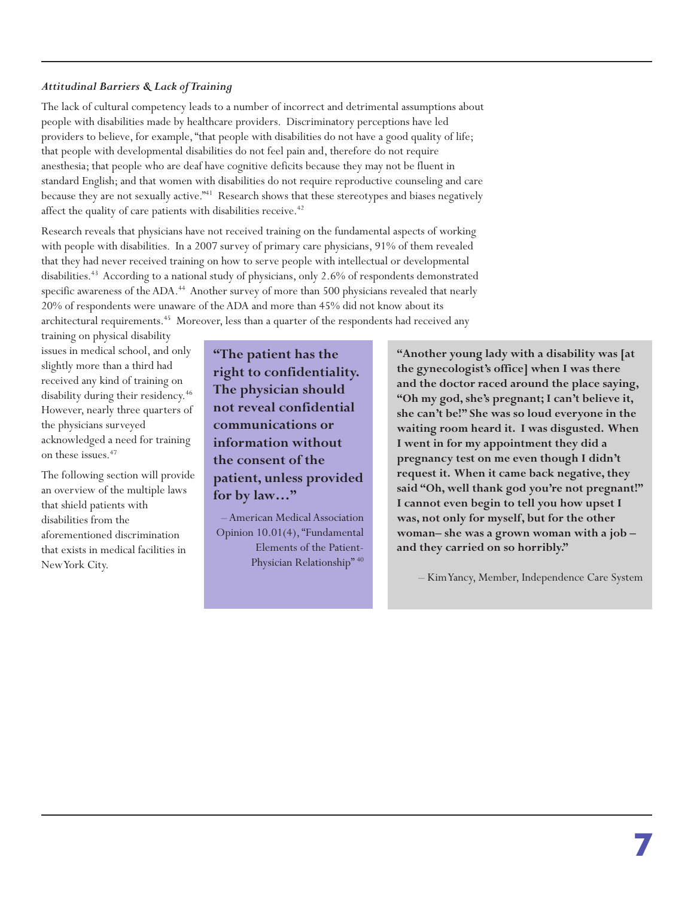### *Attitudinal Barriers & Lack of Training*

The lack of cultural competency leads to a number of incorrect and detrimental assumptions about people with disabilities made by healthcare providers. Discriminatory perceptions have led providers to believe, for example, "that people with disabilities do not have a good quality of life; that people with developmental disabilities do not feel pain and, therefore do not require anesthesia; that people who are deaf have cognitive deficits because they may not be fluent in standard English; and that women with disabilities do not require reproductive counseling and care because they are not sexually active."[41] Research shows that these stereotypes and biases negatively affect the quality of care patients with disabilities receive.[42]

Research reveals that physicians have not received training on the fundamental aspects of working with people with disabilities. In a 2007 survey of primary care physicians, 91% of them revealed that they had never received training on how to serve people with intellectual or developmental disabilities.[43] According to a national study of physicians, only 2.6% of respondents demonstrated specific awareness of the ADA.[44] Another survey of more than 500 physicians revealed that nearly 20% of respondents were unaware of the ADA and more than 45% did not know about its architectural requirements.[45] Moreover, less than a quarter of the respondents had received any training on physical disability issues in medical school, and only slightly more than a third had received any kind of training on disability during their residency.[46] However, nearly three quarters of the physicians surveyed acknowledged a need for training on these issues.[47]

The following section will provide an overview of the multiple laws that shield patients with disabilities from the aforementioned discrimination that exists in medical facilities in New York City.

**"The patient has the right to confidentiality. The physician should not reveal confidential communications or information without the consent of the patient, unless provided for by law…"**

– American Medical Association Opinion 10.01(4), "Fundamental Elements of the Patient-Physician Relationship"[40]

**"Another young lady with a disability was [at the gynecologist's office] when I was there and the doctor raced around the place saying, "Oh my god, she's pregnant; I can't believe it, she can't be!" She was so loud everyone in the waiting room heard it. I was disgusted. When I went in for my appointment they did a pregnancy test on me even though I didn't request it. When it came back negative, they said "Oh, well thank god you're not pregnant!" I cannot even begin to tell you how upset I was, not only for myself, but for the other woman– she was a grown woman with a job – and they carried on so horribly."**

– Kim Yancy, Member, Independence Care System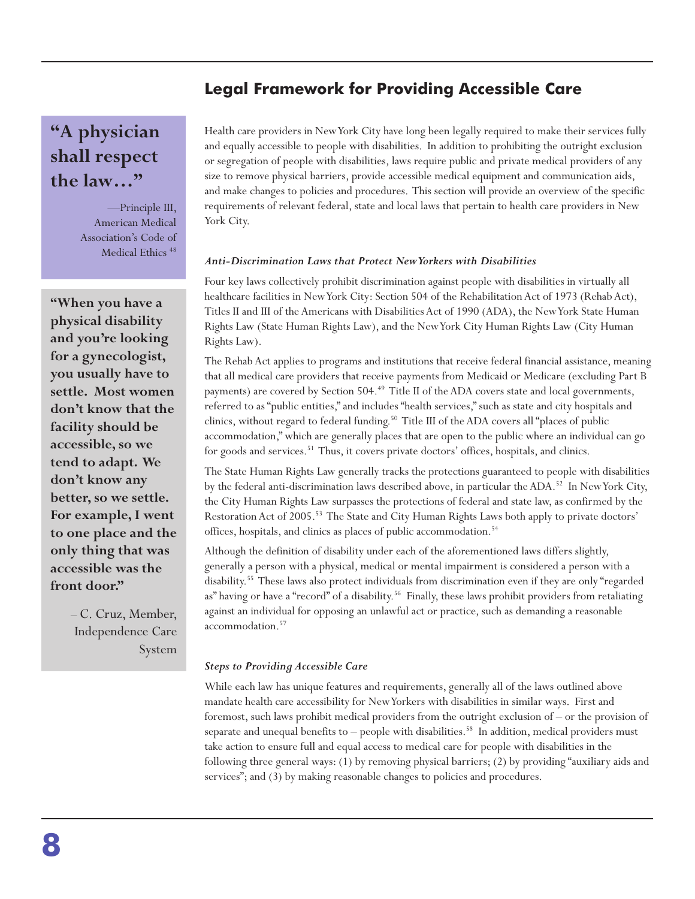## Legal Framework for Providing Accessible Care

> **"A physician shall respect the law…"**
>
> —Principle III, American Medical Association's Code of Medical Ethics [48]

> **"When you have a physical disability and you're looking for a gynecologist, you usually have to settle. Most women don't know that the facility should be accessible, so we tend to adapt. We don't know any better, so we settle. For example, I went to one place and the only thing that was accessible was the front door."**
>
> – C. Cruz, Member, Independence Care System

Health care providers in New York City have long been legally required to make their services fully and equally accessible to people with disabilities. In addition to prohibiting the outright exclusion or segregation of people with disabilities, laws require public and private medical providers of any size to remove physical barriers, provide accessible medical equipment and communication aids, and make changes to policies and procedures. This section will provide an overview of the specific requirements of relevant federal, state and local laws that pertain to health care providers in New York City.

### *Anti-Discrimination Laws that Protect New Yorkers with Disabilities*

Four key laws collectively prohibit discrimination against people with disabilities in virtually all healthcare facilities in New York City: Section 504 of the Rehabilitation Act of 1973 (Rehab Act), Titles II and III of the Americans with Disabilities Act of 1990 (ADA), the New York State Human Rights Law (State Human Rights Law), and the New York City Human Rights Law (City Human Rights Law).

The Rehab Act applies to programs and institutions that receive federal financial assistance, meaning that all medical care providers that receive payments from Medicaid or Medicare (excluding Part B payments) are covered by Section 504.[49] Title II of the ADA covers state and local governments, referred to as "public entities," and includes "health services," such as state and city hospitals and clinics, without regard to federal funding.[50] Title III of the ADA covers all "places of public accommodation," which are generally places that are open to the public where an individual can go for goods and services.[51] Thus, it covers private doctors' offices, hospitals, and clinics.

The State Human Rights Law generally tracks the protections guaranteed to people with disabilities by the federal anti-discrimination laws described above, in particular the ADA.[52] In New York City, the City Human Rights Law surpasses the protections of federal and state law, as confirmed by the Restoration Act of 2005.[53] The State and City Human Rights Laws both apply to private doctors' offices, hospitals, and clinics as places of public accommodation.[54]

Although the definition of disability under each of the aforementioned laws differs slightly, generally a person with a physical, medical or mental impairment is considered a person with a disability.[55] These laws also protect individuals from discrimination even if they are only "regarded as" having or have a "record" of a disability.[56] Finally, these laws prohibit providers from retaliating against an individual for opposing an unlawful act or practice, such as demanding a reasonable accommodation.[57]

### *Steps to Providing Accessible Care*

While each law has unique features and requirements, generally all of the laws outlined above mandate health care accessibility for New Yorkers with disabilities in similar ways. First and foremost, such laws prohibit medical providers from the outright exclusion of – or the provision of separate and unequal benefits to – people with disabilities.[58] In addition, medical providers must take action to ensure full and equal access to medical care for people with disabilities in the following three general ways: (1) by removing physical barriers; (2) by providing "auxiliary aids and services"; and (3) by making reasonable changes to policies and procedures.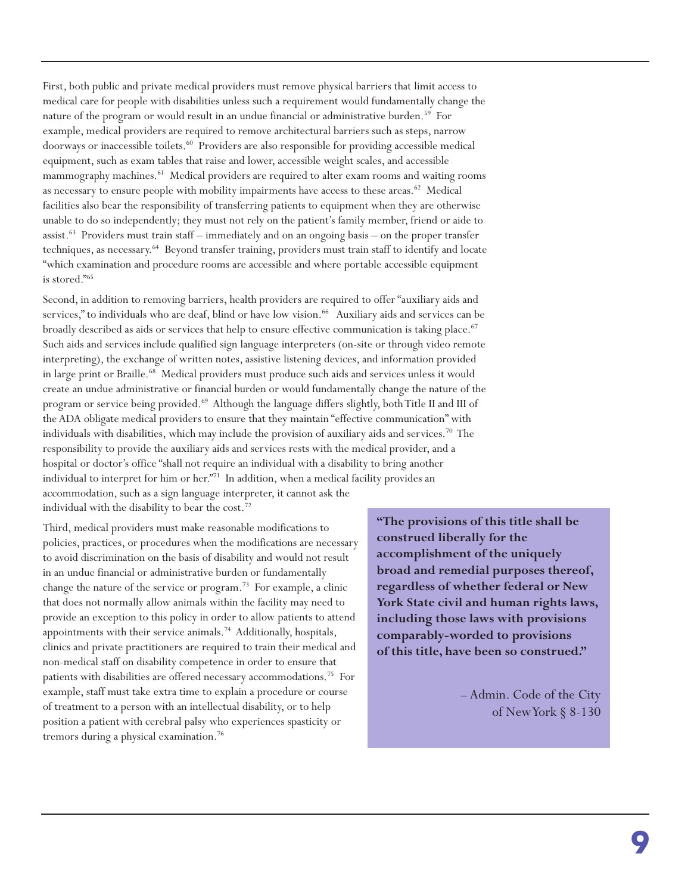First, both public and private medical providers must remove physical barriers that limit access to medical care for people with disabilities unless such a requirement would fundamentally change the nature of the program or would result in an undue financial or administrative burden.[59] For example, medical providers are required to remove architectural barriers such as steps, narrow doorways or inaccessible toilets.[60] Providers are also responsible for providing accessible medical equipment, such as exam tables that raise and lower, accessible weight scales, and accessible mammography machines.[61] Medical providers are required to alter exam rooms and waiting rooms as necessary to ensure people with mobility impairments have access to these areas.[62] Medical facilities also bear the responsibility of transferring patients to equipment when they are otherwise unable to do so independently; they must not rely on the patient's family member, friend or aide to assist.[63] Providers must train staff – immediately and on an ongoing basis – on the proper transfer techniques, as necessary.[64] Beyond transfer training, providers must train staff to identify and locate "which examination and procedure rooms are accessible and where portable accessible equipment is stored."[65]

Second, in addition to removing barriers, health providers are required to offer "auxiliary aids and services," to individuals who are deaf, blind or have low vision.[66] Auxiliary aids and services can be broadly described as aids or services that help to ensure effective communication is taking place.[67] Such aids and services include qualified sign language interpreters (on-site or through video remote interpreting), the exchange of written notes, assistive listening devices, and information provided in large print or Braille.[68] Medical providers must produce such aids and services unless it would create an undue administrative or financial burden or would fundamentally change the nature of the program or service being provided.[69] Although the language differs slightly, both Title II and III of the ADA obligate medical providers to ensure that they maintain "effective communication" with individuals with disabilities, which may include the provision of auxiliary aids and services.[70] The responsibility to provide the auxiliary aids and services rests with the medical provider, and a hospital or doctor's office "shall not require an individual with a disability to bring another individual to interpret for him or her."[71] In addition, when a medical facility provides an accommodation, such as a sign language interpreter, it cannot ask the individual with the disability to bear the cost.[72]

Third, medical providers must make reasonable modifications to policies, practices, or procedures when the modifications are necessary to avoid discrimination on the basis of disability and would not result in an undue financial or administrative burden or fundamentally change the nature of the service or program.[73] For example, a clinic that does not normally allow animals within the facility may need to provide an exception to this policy in order to allow patients to attend appointments with their service animals.[74] Additionally, hospitals, clinics and private practitioners are required to train their medical and non-medical staff on disability competence in order to ensure that patients with disabilities are offered necessary accommodations.[75] For example, staff must take extra time to explain a procedure or course of treatment to a person with an intellectual disability, or to help position a patient with cerebral palsy who experiences spasticity or tremors during a physical examination.[76]

> **"The provisions of this title shall be construed liberally for the accomplishment of the uniquely broad and remedial purposes thereof, regardless of whether federal or New York State civil and human rights laws, including those laws with provisions comparably-worded to provisions of this title, have been so construed."**
>
> – Admin. Code of the City of New York § 8-130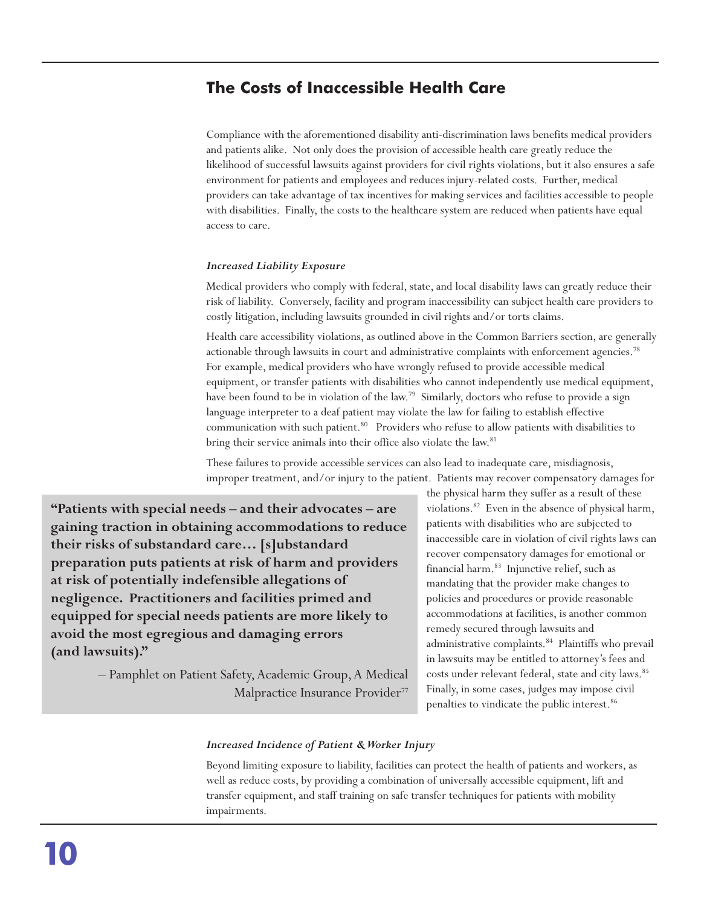## The Costs of Inaccessible Health Care

Compliance with the aforementioned disability anti-discrimination laws benefits medical providers and patients alike. Not only does the provision of accessible health care greatly reduce the likelihood of successful lawsuits against providers for civil rights violations, but it also ensures a safe environment for patients and employees and reduces injury-related costs. Further, medical providers can take advantage of tax incentives for making services and facilities accessible to people with disabilities. Finally, the costs to the healthcare system are reduced when patients have equal access to care.

### *Increased Liability Exposure*

Medical providers who comply with federal, state, and local disability laws can greatly reduce their risk of liability. Conversely, facility and program inaccessibility can subject health care providers to costly litigation, including lawsuits grounded in civil rights and/or torts claims.

Health care accessibility violations, as outlined above in the Common Barriers section, are generally actionable through lawsuits in court and administrative complaints with enforcement agencies.[78] For example, medical providers who have wrongly refused to provide accessible medical equipment, or transfer patients with disabilities who cannot independently use medical equipment, have been found to be in violation of the law.[79] Similarly, doctors who refuse to provide a sign language interpreter to a deaf patient may violate the law for failing to establish effective communication with such patient.[80] Providers who refuse to allow patients with disabilities to bring their service animals into their office also violate the law.[81]

These failures to provide accessible services can also lead to inadequate care, misdiagnosis, improper treatment, and/or injury to the patient. Patients may recover compensatory damages for the physical harm they suffer as a result of these violations.[82] Even in the absence of physical harm, patients with disabilities who are subjected to inaccessible care in violation of civil rights laws can recover compensatory damages for emotional or financial harm.[83] Injunctive relief, such as mandating that the provider make changes to policies and procedures or provide reasonable accommodations at facilities, is another common remedy secured through lawsuits and administrative complaints.[84] Plaintiffs who prevail in lawsuits may be entitled to attorney's fees and costs under relevant federal, state and city laws.[85] Finally, in some cases, judges may impose civil penalties to vindicate the public interest.[86]

> **"Patients with special needs – and their advocates – are gaining traction in obtaining accommodations to reduce their risks of substandard care… [s]ubstandard preparation puts patients at risk of harm and providers at risk of potentially indefensible allegations of negligence. Practitioners and facilities primed and equipped for special needs patients are more likely to avoid the most egregious and damaging errors (and lawsuits)."**
>
> – Pamphlet on Patient Safety, Academic Group, A Medical Malpractice Insurance Provider[77]

### *Increased Incidence of Patient & Worker Injury*

Beyond limiting exposure to liability, facilities can protect the health of patients and workers, as well as reduce costs, by providing a combination of universally accessible equipment, lift and transfer equipment, and staff training on safe transfer techniques for patients with mobility impairments.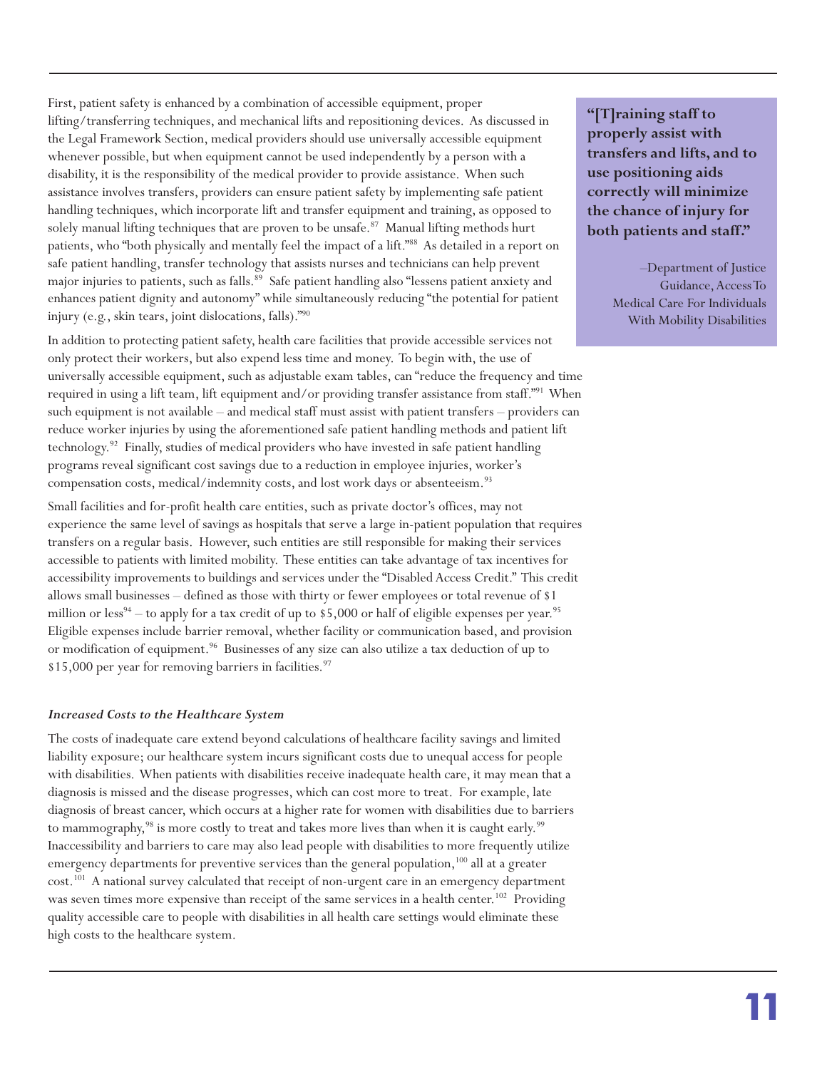First, patient safety is enhanced by a combination of accessible equipment, proper lifting/transferring techniques, and mechanical lifts and repositioning devices. As discussed in the Legal Framework Section, medical providers should use universally accessible equipment whenever possible, but when equipment cannot be used independently by a person with a disability, it is the responsibility of the medical provider to provide assistance. When such assistance involves transfers, providers can ensure patient safety by implementing safe patient handling techniques, which incorporate lift and transfer equipment and training, as opposed to solely manual lifting techniques that are proven to be unsafe.[87] Manual lifting methods hurt patients, who "both physically and mentally feel the impact of a lift."[88] As detailed in a report on safe patient handling, transfer technology that assists nurses and technicians can help prevent major injuries to patients, such as falls.[89] Safe patient handling also "lessens patient anxiety and enhances patient dignity and autonomy" while simultaneously reducing "the potential for patient injury (e.g., skin tears, joint dislocations, falls)."[90]

> **"[T]raining staff to properly assist with transfers and lifts, and to use positioning aids correctly will minimize the chance of injury for both patients and staff."**
>
> –Department of Justice Guidance, Access To Medical Care For Individuals With Mobility Disabilities

In addition to protecting patient safety, health care facilities that provide accessible services not only protect their workers, but also expend less time and money. To begin with, the use of universally accessible equipment, such as adjustable exam tables, can "reduce the frequency and time required in using a lift team, lift equipment and/or providing transfer assistance from staff."[91] When such equipment is not available – and medical staff must assist with patient transfers – providers can reduce worker injuries by using the aforementioned safe patient handling methods and patient lift technology.[92] Finally, studies of medical providers who have invested in safe patient handling programs reveal significant cost savings due to a reduction in employee injuries, worker's compensation costs, medical/indemnity costs, and lost work days or absenteeism.[93]

Small facilities and for-profit health care entities, such as private doctor's offices, may not experience the same level of savings as hospitals that serve a large in-patient population that requires transfers on a regular basis. However, such entities are still responsible for making their services accessible to patients with limited mobility. These entities can take advantage of tax incentives for accessibility improvements to buildings and services under the "Disabled Access Credit." This credit allows small businesses – defined as those with thirty or fewer employees or total revenue of $1 million or less[94] – to apply for a tax credit of up to $5,000 or half of eligible expenses per year.[95] Eligible expenses include barrier removal, whether facility or communication based, and provision or modification of equipment.[96] Businesses of any size can also utilize a tax deduction of up to $15,000 per year for removing barriers in facilities.[97]

### *Increased Costs to the Healthcare System*

The costs of inadequate care extend beyond calculations of healthcare facility savings and limited liability exposure; our healthcare system incurs significant costs due to unequal access for people with disabilities. When patients with disabilities receive inadequate health care, it may mean that a diagnosis is missed and the disease progresses, which can cost more to treat. For example, late diagnosis of breast cancer, which occurs at a higher rate for women with disabilities due to barriers to mammography,[98] is more costly to treat and takes more lives than when it is caught early.[99] Inaccessibility and barriers to care may also lead people with disabilities to more frequently utilize emergency departments for preventive services than the general population,[100] all at a greater cost.[101] A national survey calculated that receipt of non-urgent care in an emergency department was seven times more expensive than receipt of the same services in a health center.[102] Providing quality accessible care to people with disabilities in all health care settings would eliminate these high costs to the healthcare system.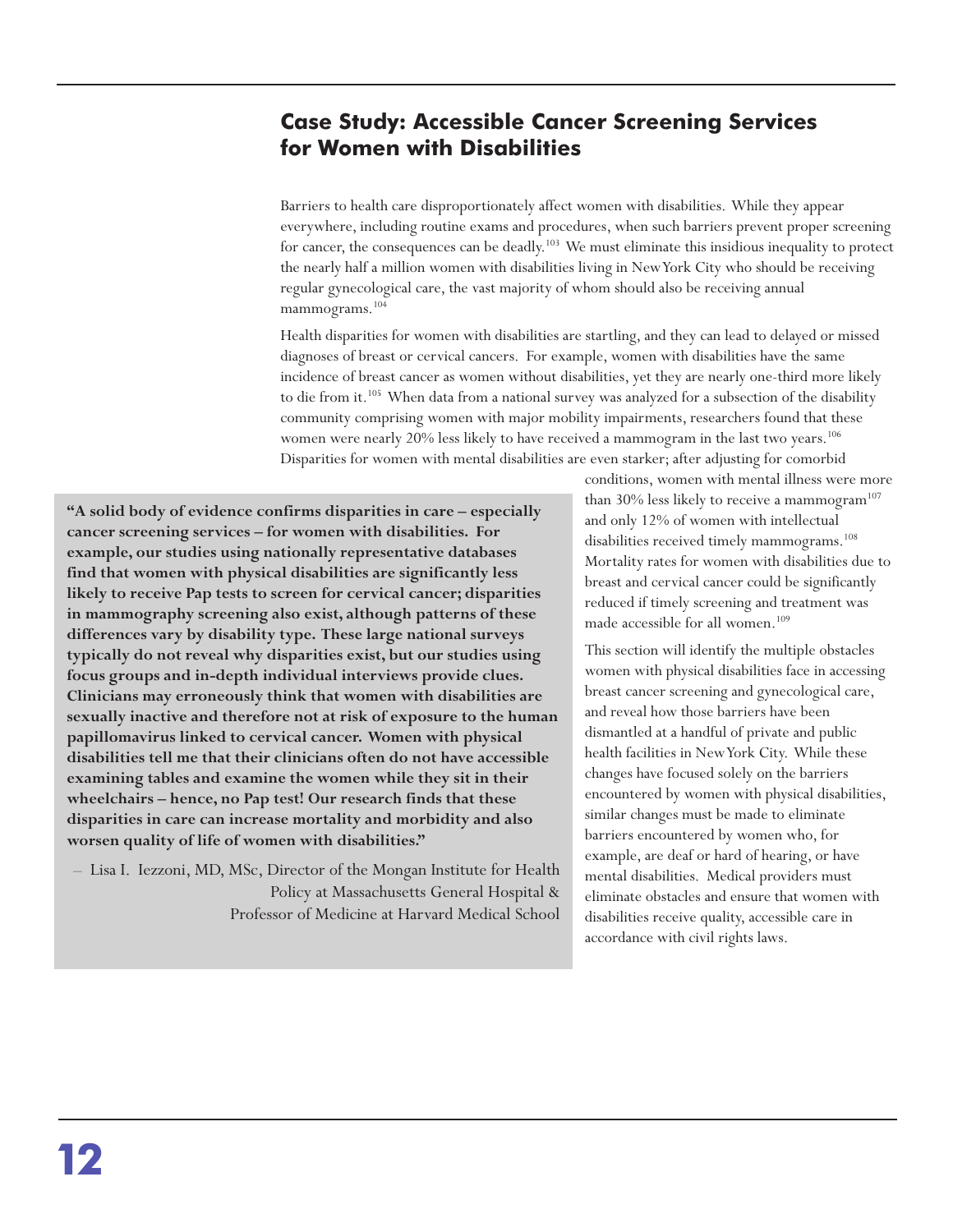## Case Study: Accessible Cancer Screening Services for Women with Disabilities

Barriers to health care disproportionately affect women with disabilities. While they appear everywhere, including routine exams and procedures, when such barriers prevent proper screening for cancer, the consequences can be deadly.[103] We must eliminate this insidious inequality to protect the nearly half a million women with disabilities living in New York City who should be receiving regular gynecological care, the vast majority of whom should also be receiving annual mammograms.[104]

Health disparities for women with disabilities are startling, and they can lead to delayed or missed diagnoses of breast or cervical cancers. For example, women with disabilities have the same incidence of breast cancer as women without disabilities, yet they are nearly one-third more likely to die from it.[105] When data from a national survey was analyzed for a subsection of the disability community comprising women with major mobility impairments, researchers found that these women were nearly 20% less likely to have received a mammogram in the last two years.[106] Disparities for women with mental disabilities are even starker; after adjusting for comorbid conditions, women with mental illness were more than 30% less likely to receive a mammogram[107] and only 12% of women with intellectual disabilities received timely mammograms.[108] Mortality rates for women with disabilities due to breast and cervical cancer could be significantly reduced if timely screening and treatment was made accessible for all women.[109]

This section will identify the multiple obstacles women with physical disabilities face in accessing breast cancer screening and gynecological care, and reveal how those barriers have been dismantled at a handful of private and public health facilities in New York City. While these changes have focused solely on the barriers encountered by women with physical disabilities, similar changes must be made to eliminate barriers encountered by women who, for example, are deaf or hard of hearing, or have mental disabilities. Medical providers must eliminate obstacles and ensure that women with disabilities receive quality, accessible care in accordance with civil rights laws.

> **"A solid body of evidence confirms disparities in care – especially cancer screening services – for women with disabilities. For example, our studies using nationally representative databases find that women with physical disabilities are significantly less likely to receive Pap tests to screen for cervical cancer; disparities in mammography screening also exist, although patterns of these differences vary by disability type. These large national surveys typically do not reveal why disparities exist, but our studies using focus groups and in-depth individual interviews provide clues. Clinicians may erroneously think that women with disabilities are sexually inactive and therefore not at risk of exposure to the human papillomavirus linked to cervical cancer. Women with physical disabilities tell me that their clinicians often do not have accessible examining tables and examine the women while they sit in their wheelchairs – hence, no Pap test! Our research finds that these disparities in care can increase mortality and morbidity and also worsen quality of life of women with disabilities."**
>
> – Lisa I. Iezzoni, MD, MSc, Director of the Mongan Institute for Health Policy at Massachusetts General Hospital & Professor of Medicine at Harvard Medical School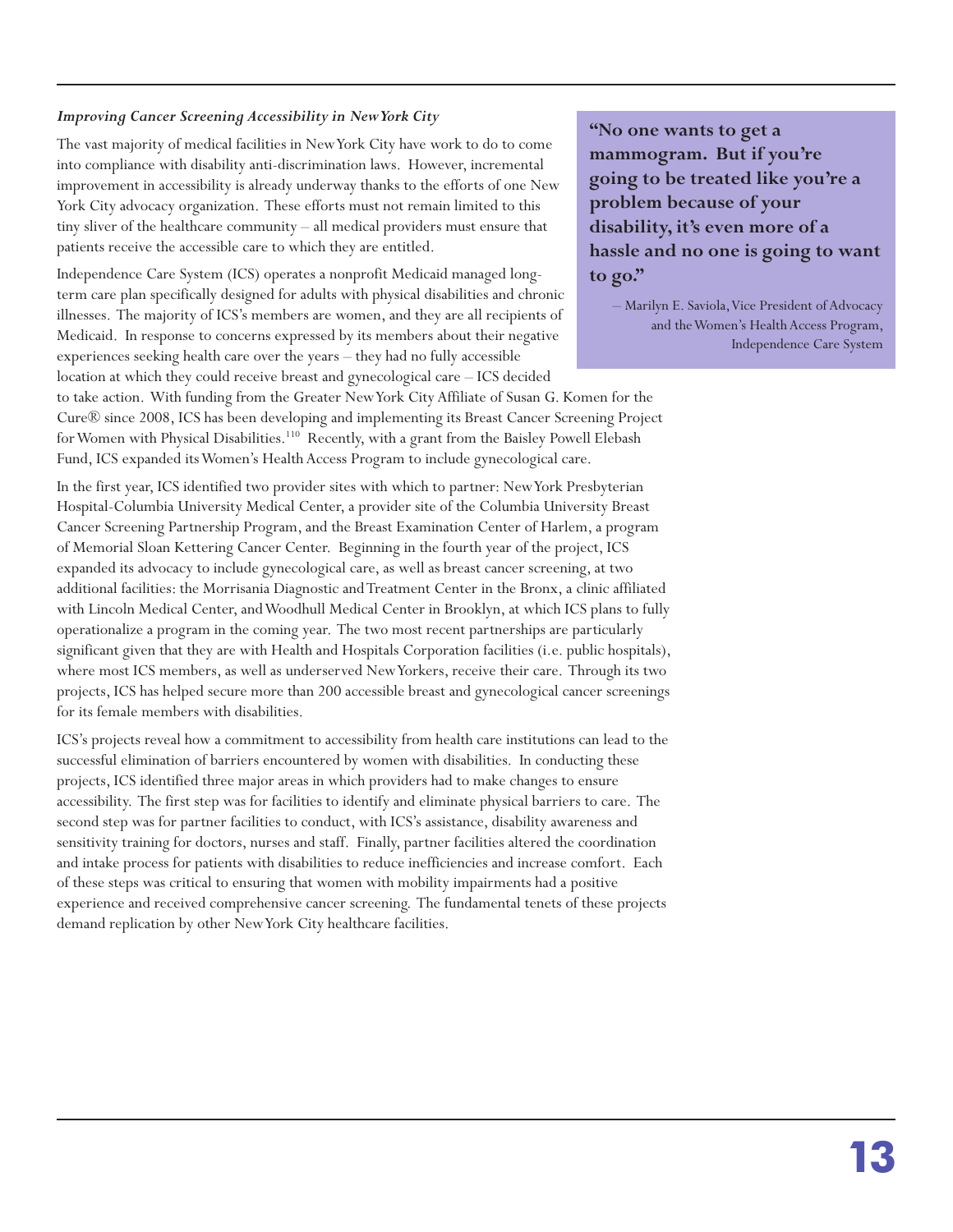### *Improving Cancer Screening Accessibility in New York City*

The vast majority of medical facilities in New York City have work to do to come into compliance with disability anti-discrimination laws. However, incremental improvement in accessibility is already underway thanks to the efforts of one New York City advocacy organization. These efforts must not remain limited to this tiny sliver of the healthcare community – all medical providers must ensure that patients receive the accessible care to which they are entitled.

> **"No one wants to get a mammogram. But if you're going to be treated like you're a problem because of your disability, it's even more of a hassle and no one is going to want to go."**
>
> – Marilyn E. Saviola, Vice President of Advocacy and the Women's Health Access Program, Independence Care System

Independence Care System (ICS) operates a nonprofit Medicaid managed long-term care plan specifically designed for adults with physical disabilities and chronic illnesses. The majority of ICS's members are women, and they are all recipients of Medicaid. In response to concerns expressed by its members about their negative experiences seeking health care over the years – they had no fully accessible location at which they could receive breast and gynecological care – ICS decided to take action. With funding from the Greater New York City Affiliate of Susan G. Komen for the Cure® since 2008, ICS has been developing and implementing its Breast Cancer Screening Project for Women with Physical Disabilities.[110] Recently, with a grant from the Baisley Powell Elebash Fund, ICS expanded its Women's Health Access Program to include gynecological care.

In the first year, ICS identified two provider sites with which to partner: New York Presbyterian Hospital-Columbia University Medical Center, a provider site of the Columbia University Breast Cancer Screening Partnership Program, and the Breast Examination Center of Harlem, a program of Memorial Sloan Kettering Cancer Center. Beginning in the fourth year of the project, ICS expanded its advocacy to include gynecological care, as well as breast cancer screening, at two additional facilities: the Morrisania Diagnostic and Treatment Center in the Bronx, a clinic affiliated with Lincoln Medical Center, and Woodhull Medical Center in Brooklyn, at which ICS plans to fully operationalize a program in the coming year. The two most recent partnerships are particularly significant given that they are with Health and Hospitals Corporation facilities (i.e. public hospitals), where most ICS members, as well as underserved New Yorkers, receive their care. Through its two projects, ICS has helped secure more than 200 accessible breast and gynecological cancer screenings for its female members with disabilities.

ICS's projects reveal how a commitment to accessibility from health care institutions can lead to the successful elimination of barriers encountered by women with disabilities. In conducting these projects, ICS identified three major areas in which providers had to make changes to ensure accessibility. The first step was for facilities to identify and eliminate physical barriers to care. The second step was for partner facilities to conduct, with ICS's assistance, disability awareness and sensitivity training for doctors, nurses and staff. Finally, partner facilities altered the coordination and intake process for patients with disabilities to reduce inefficiencies and increase comfort. Each of these steps was critical to ensuring that women with mobility impairments had a positive experience and received comprehensive cancer screening. The fundamental tenets of these projects demand replication by other New York City healthcare facilities.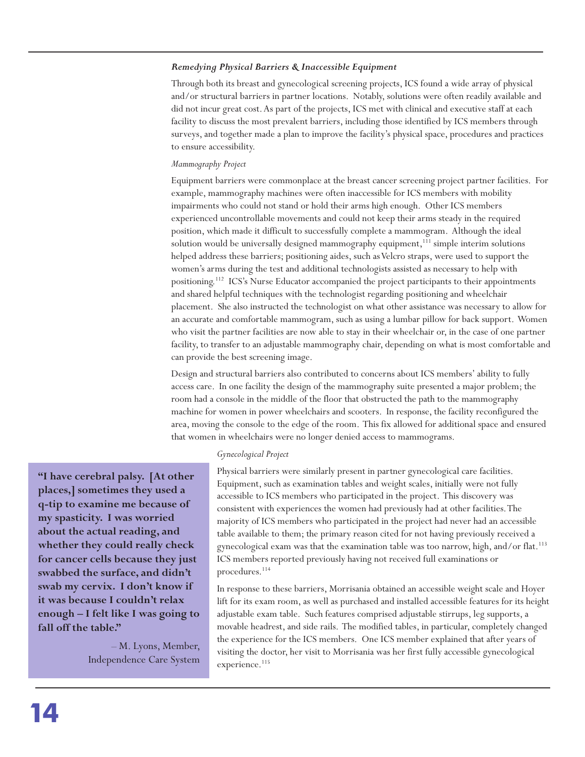### *Remedying Physical Barriers & Inaccessible Equipment*

Through both its breast and gynecological screening projects, ICS found a wide array of physical and/or structural barriers in partner locations. Notably, solutions were often readily available and did not incur great cost. As part of the projects, ICS met with clinical and executive staff at each facility to discuss the most prevalent barriers, including those identified by ICS members through surveys, and together made a plan to improve the facility's physical space, procedures and practices to ensure accessibility.

*Mammography Project*

Equipment barriers were commonplace at the breast cancer screening project partner facilities. For example, mammography machines were often inaccessible for ICS members with mobility impairments who could not stand or hold their arms high enough. Other ICS members experienced uncontrollable movements and could not keep their arms steady in the required position, which made it difficult to successfully complete a mammogram. Although the ideal solution would be universally designed mammography equipment,[111] simple interim solutions helped address these barriers; positioning aides, such as Velcro straps, were used to support the women's arms during the test and additional technologists assisted as necessary to help with positioning.[112] ICS's Nurse Educator accompanied the project participants to their appointments and shared helpful techniques with the technologist regarding positioning and wheelchair placement. She also instructed the technologist on what other assistance was necessary to allow for an accurate and comfortable mammogram, such as using a lumbar pillow for back support. Women who visit the partner facilities are now able to stay in their wheelchair or, in the case of one partner facility, to transfer to an adjustable mammography chair, depending on what is most comfortable and can provide the best screening image.

Design and structural barriers also contributed to concerns about ICS members' ability to fully access care. In one facility the design of the mammography suite presented a major problem; the room had a console in the middle of the floor that obstructed the path to the mammography machine for women in power wheelchairs and scooters. In response, the facility reconfigured the area, moving the console to the edge of the room. This fix allowed for additional space and ensured that women in wheelchairs were no longer denied access to mammograms.

*Gynecological Project*

Physical barriers were similarly present in partner gynecological care facilities. Equipment, such as examination tables and weight scales, initially were not fully accessible to ICS members who participated in the project. This discovery was consistent with experiences the women had previously had at other facilities. The majority of ICS members who participated in the project had never had an accessible table available to them; the primary reason cited for not having previously received a gynecological exam was that the examination table was too narrow, high, and/or flat.[113] ICS members reported previously having not received full examinations or procedures.[114]

In response to these barriers, Morrisania obtained an accessible weight scale and Hoyer lift for its exam room, as well as purchased and installed accessible features for its height adjustable exam table. Such features comprised adjustable stirrups, leg supports, a movable headrest, and side rails. The modified tables, in particular, completely changed the experience for the ICS members. One ICS member explained that after years of visiting the doctor, her visit to Morrisania was her first fully accessible gynecological experience.[115]

> **"I have cerebral palsy. [At other places,] sometimes they used a q-tip to examine me because of my spasticity. I was worried about the actual reading, and whether they could really check for cancer cells because they just swabbed the surface, and didn't swab my cervix. I don't know if it was because I couldn't relax enough – I felt like I was going to fall off the table."**
>
> – M. Lyons, Member, Independence Care System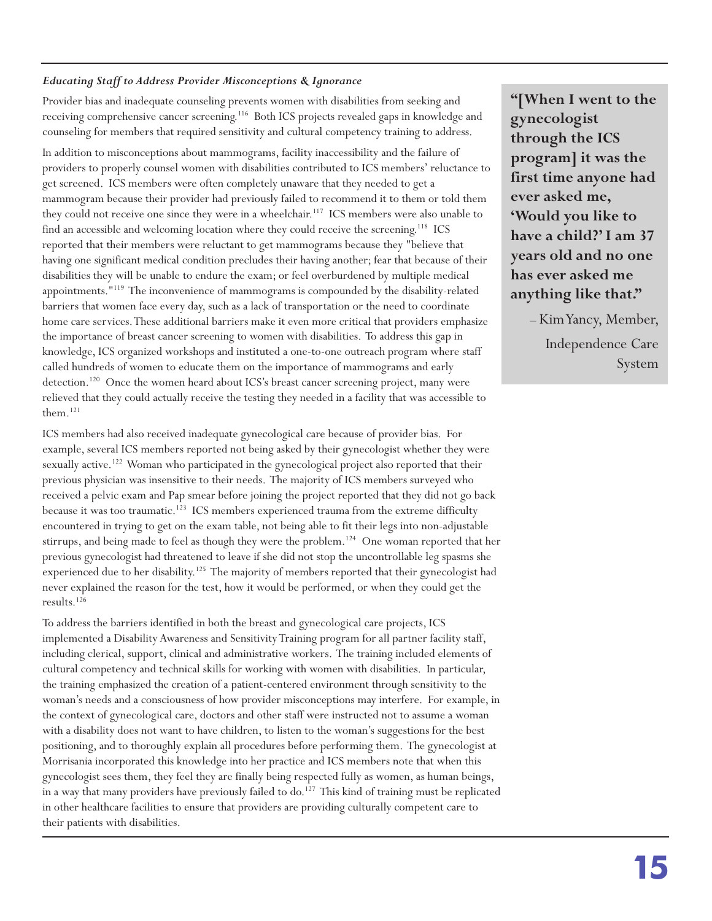### *Educating Staff to Address Provider Misconceptions & Ignorance*

Provider bias and inadequate counseling prevents women with disabilities from seeking and receiving comprehensive cancer screening.[116] Both ICS projects revealed gaps in knowledge and counseling for members that required sensitivity and cultural competency training to address.

In addition to misconceptions about mammograms, facility inaccessibility and the failure of providers to properly counsel women with disabilities contributed to ICS members' reluctance to get screened. ICS members were often completely unaware that they needed to get a mammogram because their provider had previously failed to recommend it to them or told them they could not receive one since they were in a wheelchair.[117] ICS members were also unable to find an accessible and welcoming location where they could receive the screening.[118] ICS reported that their members were reluctant to get mammograms because they "believe that having one significant medical condition precludes their having another; fear that because of their disabilities they will be unable to endure the exam; or feel overburdened by multiple medical appointments."[119] The inconvenience of mammograms is compounded by the disability-related barriers that women face every day, such as a lack of transportation or the need to coordinate home care services. These additional barriers make it even more critical that providers emphasize the importance of breast cancer screening to women with disabilities. To address this gap in knowledge, ICS organized workshops and instituted a one-to-one outreach program where staff called hundreds of women to educate them on the importance of mammograms and early detection.[120] Once the women heard about ICS's breast cancer screening project, many were relieved that they could actually receive the testing they needed in a facility that was accessible to them.[121]

ICS members had also received inadequate gynecological care because of provider bias. For example, several ICS members reported not being asked by their gynecologist whether they were sexually active.[122] Woman who participated in the gynecological project also reported that their previous physician was insensitive to their needs. The majority of ICS members surveyed who received a pelvic exam and Pap smear before joining the project reported that they did not go back because it was too traumatic.[123] ICS members experienced trauma from the extreme difficulty encountered in trying to get on the exam table, not being able to fit their legs into non-adjustable stirrups, and being made to feel as though they were the problem.[124] One woman reported that her previous gynecologist had threatened to leave if she did not stop the uncontrollable leg spasms she experienced due to her disability.[125] The majority of members reported that their gynecologist had never explained the reason for the test, how it would be performed, or when they could get the results.[126]

To address the barriers identified in both the breast and gynecological care projects, ICS implemented a Disability Awareness and Sensitivity Training program for all partner facility staff, including clerical, support, clinical and administrative workers. The training included elements of cultural competency and technical skills for working with women with disabilities. In particular, the training emphasized the creation of a patient-centered environment through sensitivity to the woman's needs and a consciousness of how provider misconceptions may interfere. For example, in the context of gynecological care, doctors and other staff were instructed not to assume a woman with a disability does not want to have children, to listen to the woman's suggestions for the best positioning, and to thoroughly explain all procedures before performing them. The gynecologist at Morrisania incorporated this knowledge into her practice and ICS members note that when this gynecologist sees them, they feel they are finally being respected fully as women, as human beings, in a way that many providers have previously failed to do.[127] This kind of training must be replicated in other healthcare facilities to ensure that providers are providing culturally competent care to their patients with disabilities.

> **"[When I went to the gynecologist through the ICS program] it was the first time anyone had ever asked me, 'Would you like to have a child?' I am 37 years old and no one has ever asked me anything like that."**
>
> – Kim Yancy, Member, Independence Care System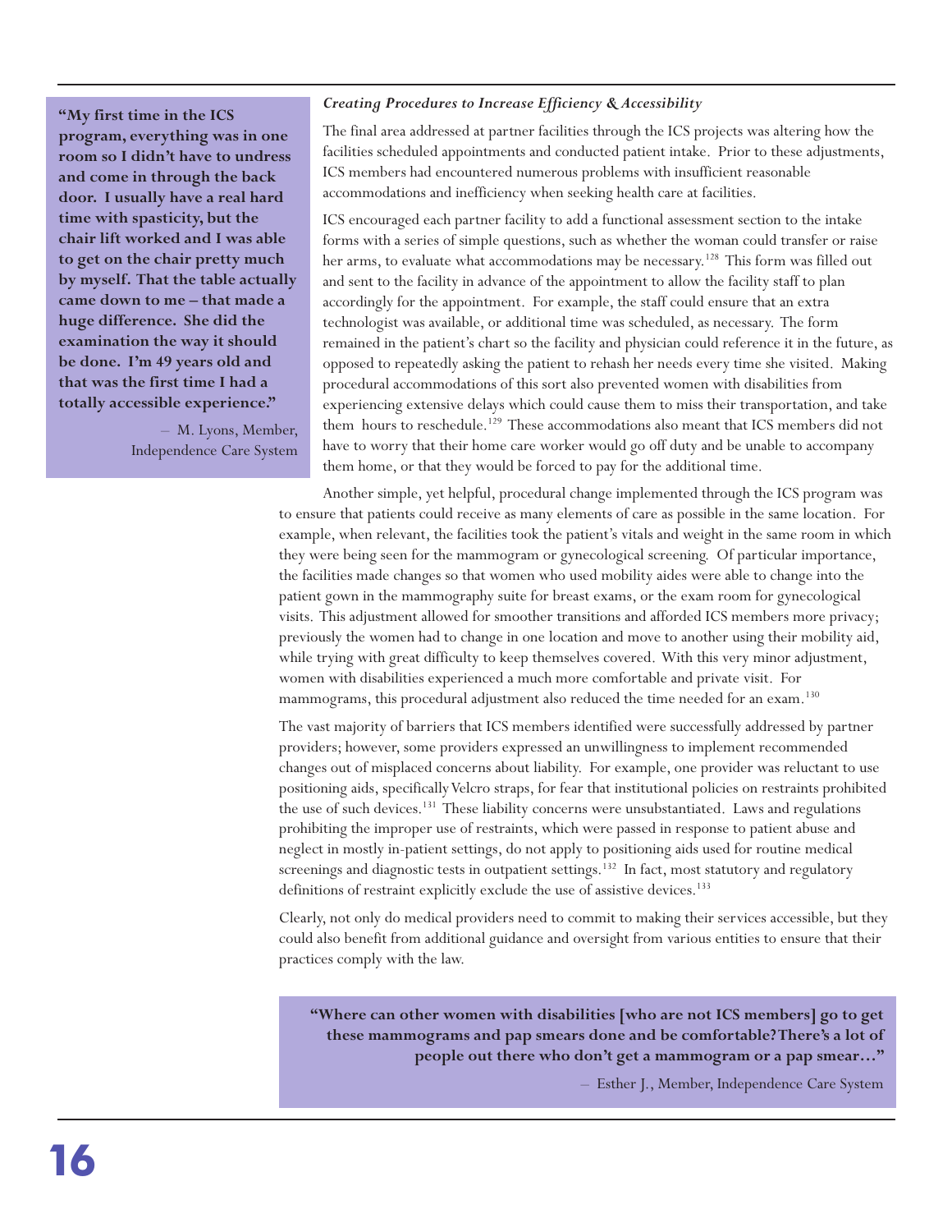**"My first time in the ICS program, everything was in one room so I didn't have to undress and come in through the back door. I usually have a real hard time with spasticity, but the chair lift worked and I was able to get on the chair pretty much by myself. That the table actually came down to me – that made a huge difference. She did the examination the way it should be done. I'm 49 years old and that was the first time I had a totally accessible experience."**

– M. Lyons, Member, Independence Care System

### *Creating Procedures to Increase Efficiency & Accessibility*

The final area addressed at partner facilities through the ICS projects was altering how the facilities scheduled appointments and conducted patient intake. Prior to these adjustments, ICS members had encountered numerous problems with insufficient reasonable accommodations and inefficiency when seeking health care at facilities.

ICS encouraged each partner facility to add a functional assessment section to the intake forms with a series of simple questions, such as whether the woman could transfer or raise her arms, to evaluate what accommodations may be necessary.[128] This form was filled out and sent to the facility in advance of the appointment to allow the facility staff to plan accordingly for the appointment. For example, the staff could ensure that an extra technologist was available, or additional time was scheduled, as necessary. The form remained in the patient's chart so the facility and physician could reference it in the future, as opposed to repeatedly asking the patient to rehash her needs every time she visited. Making procedural accommodations of this sort also prevented women with disabilities from experiencing extensive delays which could cause them to miss their transportation, and take them hours to reschedule.[129] These accommodations also meant that ICS members did not have to worry that their home care worker would go off duty and be unable to accompany them home, or that they would be forced to pay for the additional time.

Another simple, yet helpful, procedural change implemented through the ICS program was to ensure that patients could receive as many elements of care as possible in the same location. For example, when relevant, the facilities took the patient's vitals and weight in the same room in which they were being seen for the mammogram or gynecological screening. Of particular importance, the facilities made changes so that women who used mobility aides were able to change into the patient gown in the mammography suite for breast exams, or the exam room for gynecological visits. This adjustment allowed for smoother transitions and afforded ICS members more privacy; previously the women had to change in one location and move to another using their mobility aid, while trying with great difficulty to keep themselves covered. With this very minor adjustment, women with disabilities experienced a much more comfortable and private visit. For mammograms, this procedural adjustment also reduced the time needed for an exam.[130]

The vast majority of barriers that ICS members identified were successfully addressed by partner providers; however, some providers expressed an unwillingness to implement recommended changes out of misplaced concerns about liability. For example, one provider was reluctant to use positioning aids, specifically Velcro straps, for fear that institutional policies on restraints prohibited the use of such devices.[131] These liability concerns were unsubstantiated. Laws and regulations prohibiting the improper use of restraints, which were passed in response to patient abuse and neglect in mostly in-patient settings, do not apply to positioning aids used for routine medical screenings and diagnostic tests in outpatient settings.[132] In fact, most statutory and regulatory definitions of restraint explicitly exclude the use of assistive devices.[133]

Clearly, not only do medical providers need to commit to making their services accessible, but they could also benefit from additional guidance and oversight from various entities to ensure that their practices comply with the law.

**"Where can other women with disabilities [who are not ICS members] go to get these mammograms and pap smears done and be comfortable? There's a lot of people out there who don't get a mammogram or a pap smear…"**

– Esther J., Member, Independence Care System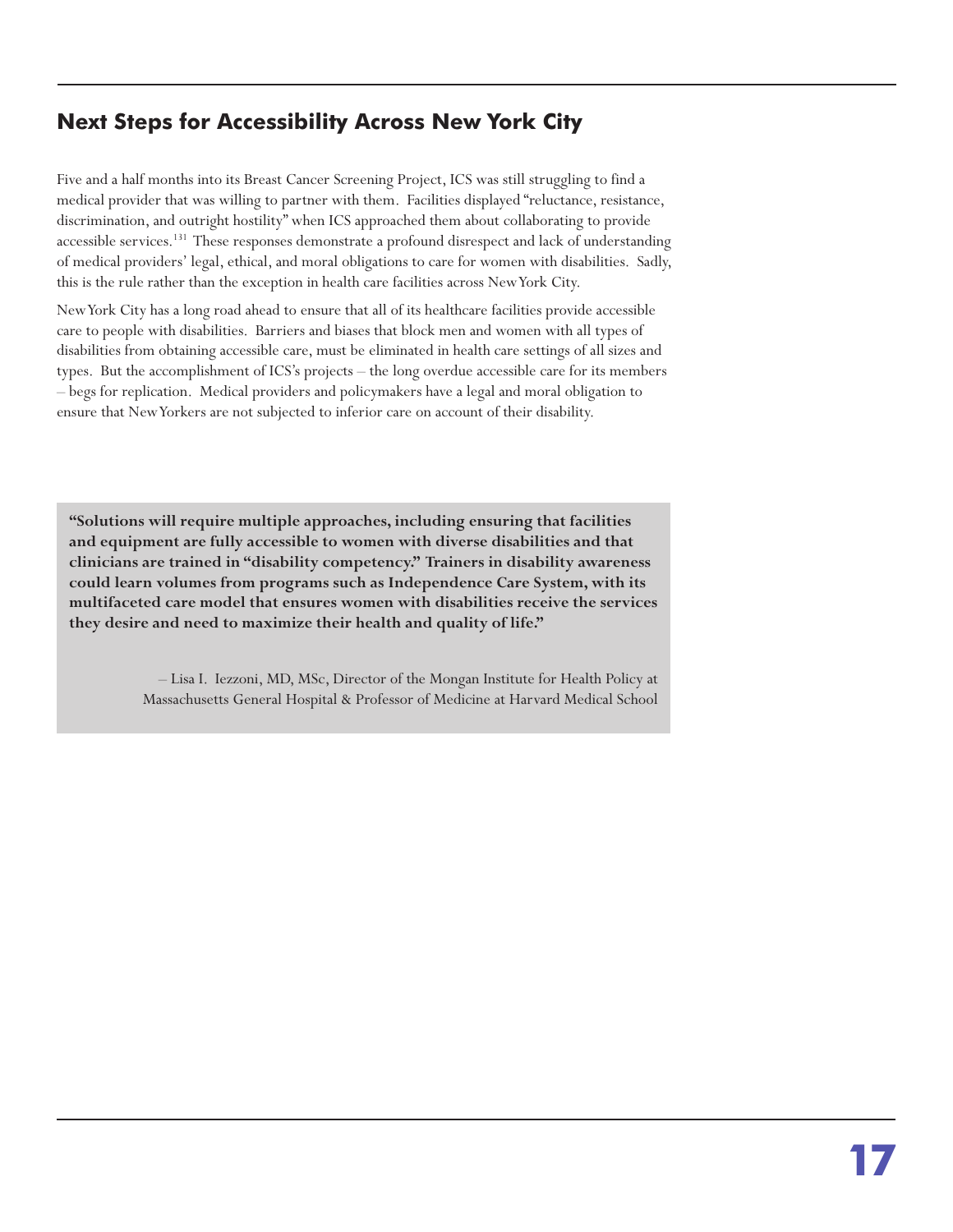## Next Steps for Accessibility Across New York City

Five and a half months into its Breast Cancer Screening Project, ICS was still struggling to find a medical provider that was willing to partner with them. Facilities displayed "reluctance, resistance, discrimination, and outright hostility" when ICS approached them about collaborating to provide accessible services.[131] These responses demonstrate a profound disrespect and lack of understanding of medical providers' legal, ethical, and moral obligations to care for women with disabilities. Sadly, this is the rule rather than the exception in health care facilities across New York City.

New York City has a long road ahead to ensure that all of its healthcare facilities provide accessible care to people with disabilities. Barriers and biases that block men and women with all types of disabilities from obtaining accessible care, must be eliminated in health care settings of all sizes and types. But the accomplishment of ICS's projects – the long overdue accessible care for its members – begs for replication. Medical providers and policymakers have a legal and moral obligation to ensure that New Yorkers are not subjected to inferior care on account of their disability.

> **"Solutions will require multiple approaches, including ensuring that facilities and equipment are fully accessible to women with diverse disabilities and that clinicians are trained in "disability competency." Trainers in disability awareness could learn volumes from programs such as Independence Care System, with its multifaceted care model that ensures women with disabilities receive the services they desire and need to maximize their health and quality of life."**
>
> – Lisa I. Iezzoni, MD, MSc, Director of the Mongan Institute for Health Policy at Massachusetts General Hospital & Professor of Medicine at Harvard Medical School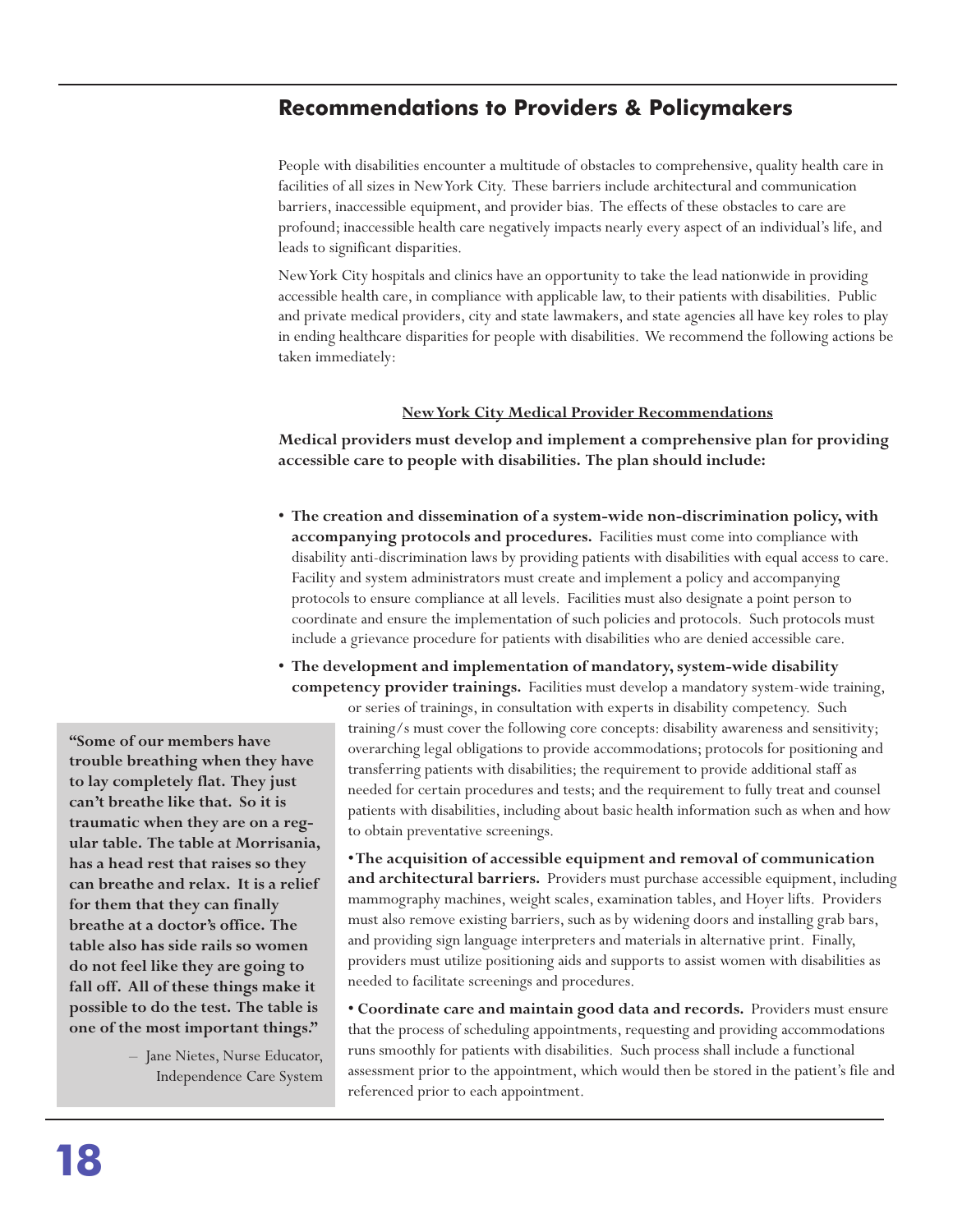## Recommendations to Providers & Policymakers

People with disabilities encounter a multitude of obstacles to comprehensive, quality health care in facilities of all sizes in New York City. These barriers include architectural and communication barriers, inaccessible equipment, and provider bias. The effects of these obstacles to care are profound; inaccessible health care negatively impacts nearly every aspect of an individual's life, and leads to significant disparities.

New York City hospitals and clinics have an opportunity to take the lead nationwide in providing accessible health care, in compliance with applicable law, to their patients with disabilities. Public and private medical providers, city and state lawmakers, and state agencies all have key roles to play in ending healthcare disparities for people with disabilities. We recommend the following actions be taken immediately:

### New York City Medical Provider Recommendations

**Medical providers must develop and implement a comprehensive plan for providing accessible care to people with disabilities. The plan should include:**

- **The creation and dissemination of a system-wide non-discrimination policy, with accompanying protocols and procedures.** Facilities must come into compliance with disability anti-discrimination laws by providing patients with disabilities with equal access to care. Facility and system administrators must create and implement a policy and accompanying protocols to ensure compliance at all levels. Facilities must also designate a point person to coordinate and ensure the implementation of such policies and protocols. Such protocols must include a grievance procedure for patients with disabilities who are denied accessible care.
- **The development and implementation of mandatory, system-wide disability competency provider trainings.** Facilities must develop a mandatory system-wide training, or series of trainings, in consultation with experts in disability competency. Such training/s must cover the following core concepts: disability awareness and sensitivity; overarching legal obligations to provide accommodations; protocols for positioning and transferring patients with disabilities; the requirement to provide additional staff as needed for certain procedures and tests; and the requirement to fully treat and counsel patients with disabilities, including about basic health information such as when and how to obtain preventative screenings.
- **The acquisition of accessible equipment and removal of communication and architectural barriers.** Providers must purchase accessible equipment, including mammography machines, weight scales, examination tables, and Hoyer lifts. Providers must also remove existing barriers, such as by widening doors and installing grab bars, and providing sign language interpreters and materials in alternative print. Finally, providers must utilize positioning aids and supports to assist women with disabilities as needed to facilitate screenings and procedures.
- **Coordinate care and maintain good data and records.** Providers must ensure that the process of scheduling appointments, requesting and providing accommodations runs smoothly for patients with disabilities. Such process shall include a functional assessment prior to the appointment, which would then be stored in the patient's file and referenced prior to each appointment.

> **"Some of our members have trouble breathing when they have to lay completely flat. They just can't breathe like that. So it is traumatic when they are on a regular table. The table at Morrisania, has a head rest that raises so they can breathe and relax. It is a relief for them that they can finally breathe at a doctor's office. The table also has side rails so women do not feel like they are going to fall off. All of these things make it possible to do the test. The table is one of the most important things."**
>
> – Jane Nietes, Nurse Educator, Independence Care System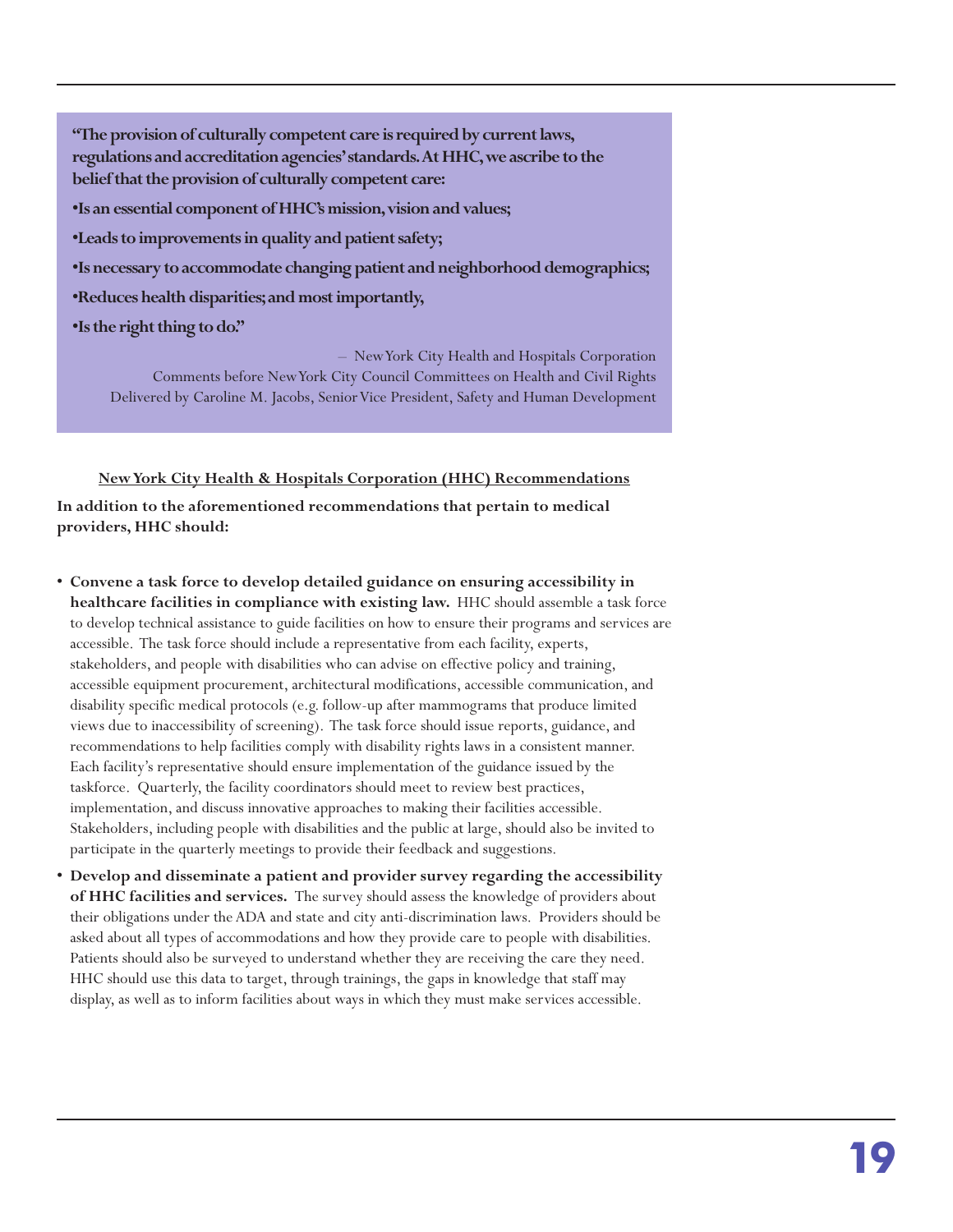> **"The provision of culturally competent care is required by current laws, regulations and accreditation agencies' standards. At HHC, we ascribe to the belief that the provision of culturally competent care:**
>
> **•Is an essential component of HHC's mission, vision and values;**
>
> **•Leads to improvements in quality and patient safety;**
>
> **•Is necessary to accommodate changing patient and neighborhood demographics;**
>
> **•Reduces health disparities; and most importantly,**
>
> **•Is the right thing to do."**
>
> – New York City Health and Hospitals Corporation
> Comments before New York City Council Committees on Health and Civil Rights
> Delivered by Caroline M. Jacobs, Senior Vice President, Safety and Human Development

**New York City Health & Hospitals Corporation (HHC) Recommendations**

**In addition to the aforementioned recommendations that pertain to medical providers, HHC should:**

- **Convene a task force to develop detailed guidance on ensuring accessibility in healthcare facilities in compliance with existing law.** HHC should assemble a task force to develop technical assistance to guide facilities on how to ensure their programs and services are accessible. The task force should include a representative from each facility, experts, stakeholders, and people with disabilities who can advise on effective policy and training, accessible equipment procurement, architectural modifications, accessible communication, and disability specific medical protocols (e.g. follow-up after mammograms that produce limited views due to inaccessibility of screening). The task force should issue reports, guidance, and recommendations to help facilities comply with disability rights laws in a consistent manner. Each facility's representative should ensure implementation of the guidance issued by the taskforce. Quarterly, the facility coordinators should meet to review best practices, implementation, and discuss innovative approaches to making their facilities accessible. Stakeholders, including people with disabilities and the public at large, should also be invited to participate in the quarterly meetings to provide their feedback and suggestions.
- **Develop and disseminate a patient and provider survey regarding the accessibility of HHC facilities and services.** The survey should assess the knowledge of providers about their obligations under the ADA and state and city anti-discrimination laws. Providers should be asked about all types of accommodations and how they provide care to people with disabilities. Patients should also be surveyed to understand whether they are receiving the care they need. HHC should use this data to target, through trainings, the gaps in knowledge that staff may display, as well as to inform facilities about ways in which they must make services accessible.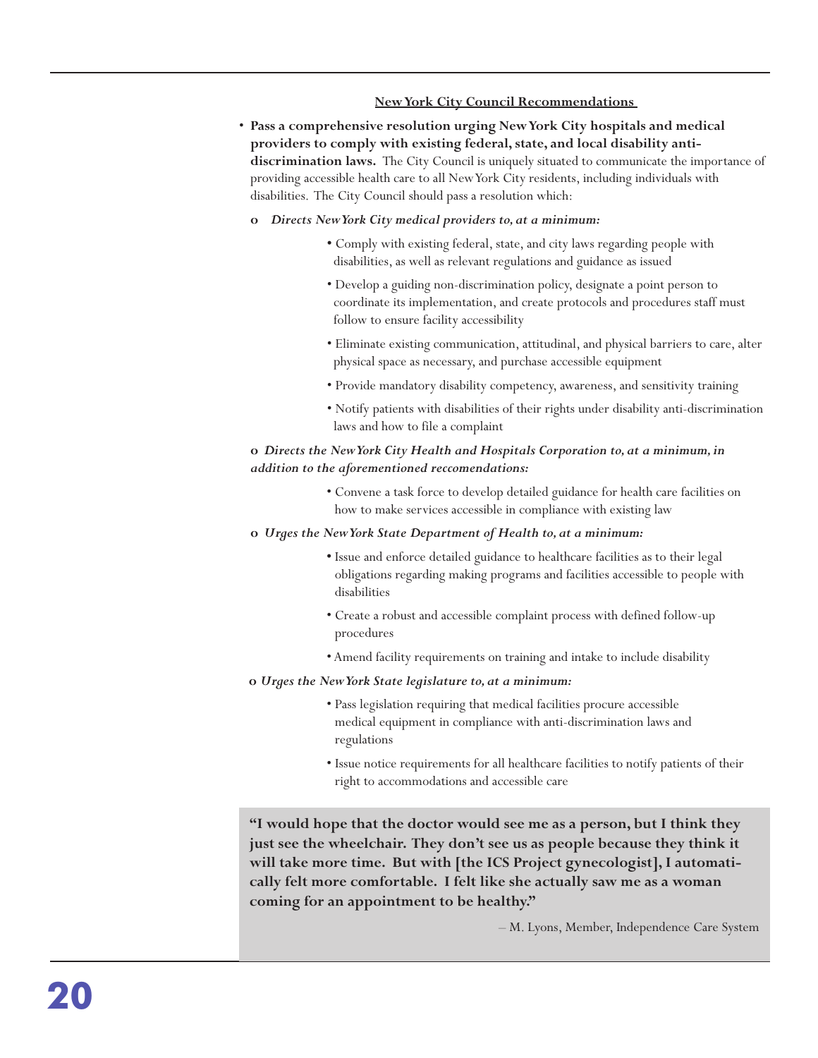## New York City Council Recommendations

- **Pass a comprehensive resolution urging New York City hospitals and medical providers to comply with existing federal, state, and local disability anti-discrimination laws.** The City Council is uniquely situated to communicate the importance of providing accessible health care to all New York City residents, including individuals with disabilities. The City Council should pass a resolution which:
  - ***Directs New York City medical providers to, at a minimum:***
    - Comply with existing federal, state, and city laws regarding people with disabilities, as well as relevant regulations and guidance as issued
    - Develop a guiding non-discrimination policy, designate a point person to coordinate its implementation, and create protocols and procedures staff must follow to ensure facility accessibility
    - Eliminate existing communication, attitudinal, and physical barriers to care, alter physical space as necessary, and purchase accessible equipment
    - Provide mandatory disability competency, awareness, and sensitivity training
    - Notify patients with disabilities of their rights under disability anti-discrimination laws and how to file a complaint
  - ***Directs the New York City Health and Hospitals Corporation to, at a minimum, in addition to the aforementioned reccomendations:***
    - Convene a task force to develop detailed guidance for health care facilities on how to make services accessible in compliance with existing law
  - ***Urges the New York State Department of Health to, at a minimum:***
    - Issue and enforce detailed guidance to healthcare facilities as to their legal obligations regarding making programs and facilities accessible to people with disabilities
    - Create a robust and accessible complaint process with defined follow-up procedures
    - Amend facility requirements on training and intake to include disability
  - ***Urges the New York State legislature to, at a minimum:***
    - Pass legislation requiring that medical facilities procure accessible medical equipment in compliance with anti-discrimination laws and regulations
    - Issue notice requirements for all healthcare facilities to notify patients of their right to accommodations and accessible care

> **"I would hope that the doctor would see me as a person, but I think they just see the wheelchair. They don't see us as people because they think it will take more time. But with [the ICS Project gynecologist], I automatically felt more comfortable. I felt like she actually saw me as a woman coming for an appointment to be healthy."**
>
> – M. Lyons, Member, Independence Care System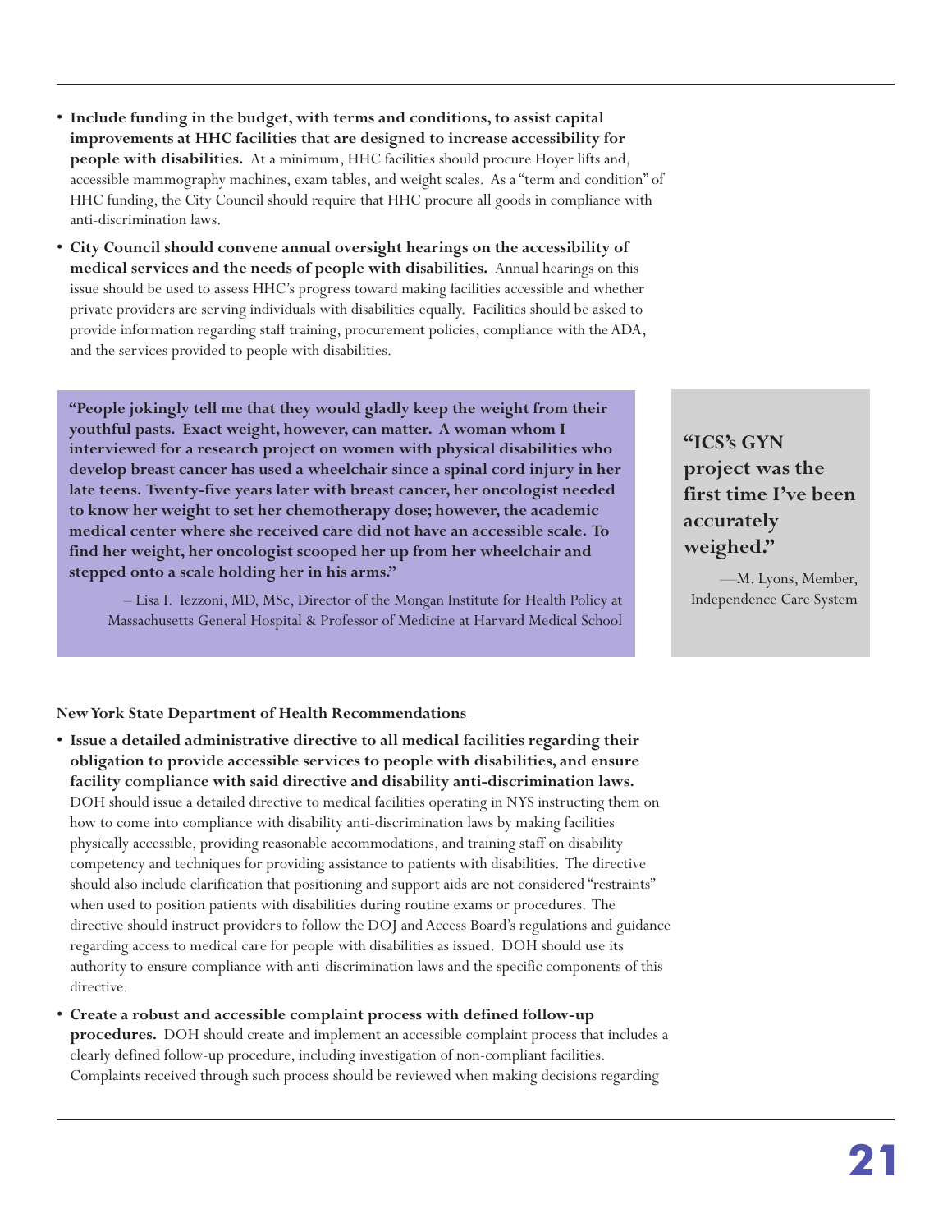- **Include funding in the budget, with terms and conditions, to assist capital improvements at HHC facilities that are designed to increase accessibility for people with disabilities.** At a minimum, HHC facilities should procure Hoyer lifts and, accessible mammography machines, exam tables, and weight scales. As a "term and condition" of HHC funding, the City Council should require that HHC procure all goods in compliance with anti-discrimination laws.
- **City Council should convene annual oversight hearings on the accessibility of medical services and the needs of people with disabilities.** Annual hearings on this issue should be used to assess HHC's progress toward making facilities accessible and whether private providers are serving individuals with disabilities equally. Facilities should be asked to provide information regarding staff training, procurement policies, compliance with the ADA, and the services provided to people with disabilities.

> **"People jokingly tell me that they would gladly keep the weight from their youthful pasts. Exact weight, however, can matter. A woman whom I interviewed for a research project on women with physical disabilities who develop breast cancer has used a wheelchair since a spinal cord injury in her late teens. Twenty-five years later with breast cancer, her oncologist needed to know her weight to set her chemotherapy dose; however, the academic medical center where she received care did not have an accessible scale. To find her weight, her oncologist scooped her up from her wheelchair and stepped onto a scale holding her in his arms."**
>
> – Lisa I. Iezzoni, MD, MSc, Director of the Mongan Institute for Health Policy at Massachusetts General Hospital & Professor of Medicine at Harvard Medical School

> **"ICS's GYN project was the first time I've been accurately weighed."**
>
> —M. Lyons, Member, Independence Care System

<u>**New York State Department of Health Recommendations**</u>

- **Issue a detailed administrative directive to all medical facilities regarding their obligation to provide accessible services to people with disabilities, and ensure facility compliance with said directive and disability anti-discrimination laws.** DOH should issue a detailed directive to medical facilities operating in NYS instructing them on how to come into compliance with disability anti-discrimination laws by making facilities physically accessible, providing reasonable accommodations, and training staff on disability competency and techniques for providing assistance to patients with disabilities. The directive should also include clarification that positioning and support aids are not considered "restraints" when used to position patients with disabilities during routine exams or procedures. The directive should instruct providers to follow the DOJ and Access Board's regulations and guidance regarding access to medical care for people with disabilities as issued. DOH should use its authority to ensure compliance with anti-discrimination laws and the specific components of this directive.
- **Create a robust and accessible complaint process with defined follow-up procedures.** DOH should create and implement an accessible complaint process that includes a clearly defined follow-up procedure, including investigation of non-compliant facilities. Complaints received through such process should be reviewed when making decisions regarding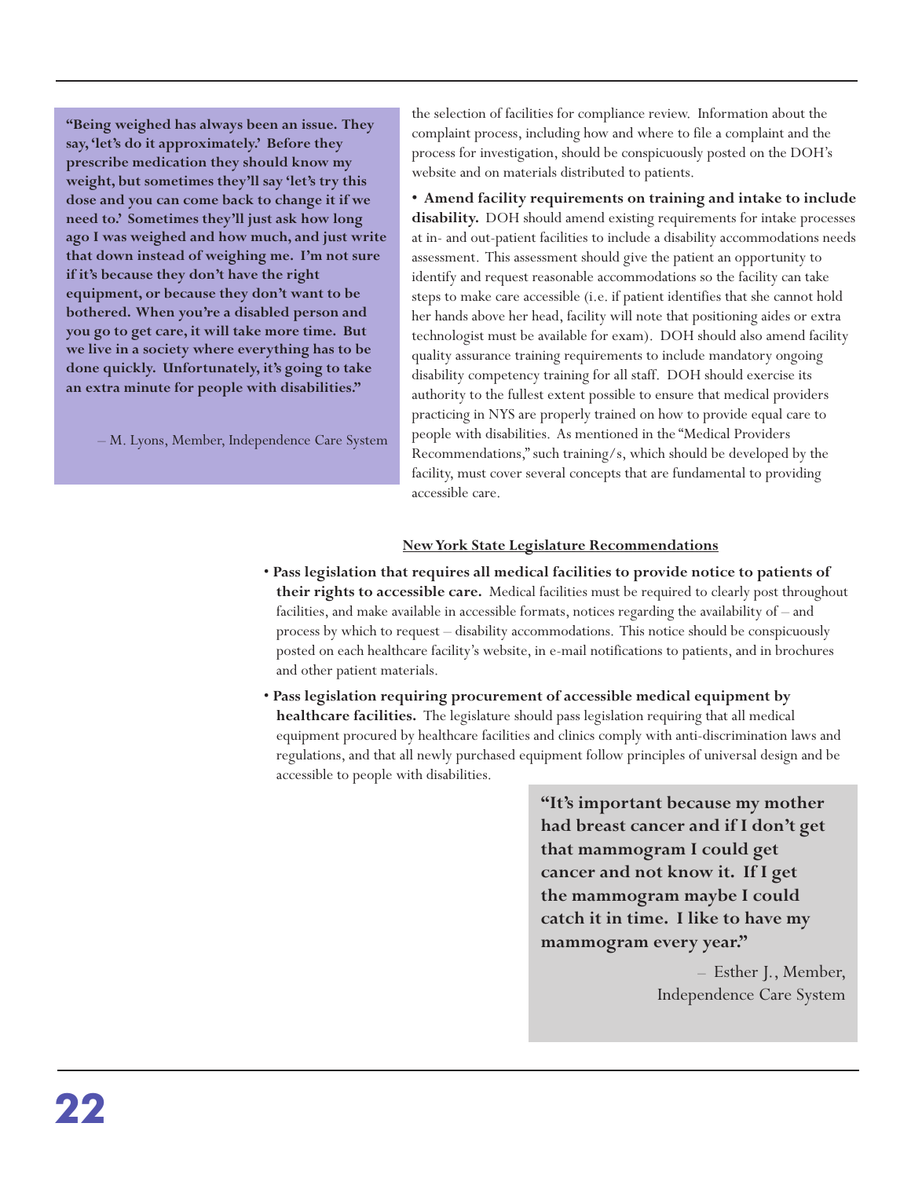> **"Being weighed has always been an issue. They say, 'let's do it approximately.' Before they prescribe medication they should know my weight, but sometimes they'll say 'let's try this dose and you can come back to change it if we need to.' Sometimes they'll just ask how long ago I was weighed and how much, and just write that down instead of weighing me. I'm not sure if it's because they don't have the right equipment, or because they don't want to be bothered. When you're a disabled person and you go to get care, it will take more time. But we live in a society where everything has to be done quickly. Unfortunately, it's going to take an extra minute for people with disabilities."**
>
> – M. Lyons, Member, Independence Care System

the selection of facilities for compliance review. Information about the complaint process, including how and where to file a complaint and the process for investigation, should be conspicuously posted on the DOH's website and on materials distributed to patients.

- **Amend facility requirements on training and intake to include disability.** DOH should amend existing requirements for intake processes at in- and out-patient facilities to include a disability accommodations needs assessment. This assessment should give the patient an opportunity to identify and request reasonable accommodations so the facility can take steps to make care accessible (i.e. if patient identifies that she cannot hold her hands above her head, facility will note that positioning aides or extra technologist must be available for exam). DOH should also amend facility quality assurance training requirements to include mandatory ongoing disability competency training for all staff. DOH should exercise its authority to the fullest extent possible to ensure that medical providers practicing in NYS are properly trained on how to provide equal care to people with disabilities. As mentioned in the "Medical Providers Recommendations," such training/s, which should be developed by the facility, must cover several concepts that are fundamental to providing accessible care.

## New York State Legislature Recommendations

- **Pass legislation that requires all medical facilities to provide notice to patients of their rights to accessible care.** Medical facilities must be required to clearly post throughout facilities, and make available in accessible formats, notices regarding the availability of – and process by which to request – disability accommodations. This notice should be conspicuously posted on each healthcare facility's website, in e-mail notifications to patients, and in brochures and other patient materials.
- **Pass legislation requiring procurement of accessible medical equipment by healthcare facilities.** The legislature should pass legislation requiring that all medical equipment procured by healthcare facilities and clinics comply with anti-discrimination laws and regulations, and that all newly purchased equipment follow principles of universal design and be accessible to people with disabilities.

> **"It's important because my mother had breast cancer and if I don't get that mammogram I could get cancer and not know it. If I get the mammogram maybe I could catch it in time. I like to have my mammogram every year."**
>
> – Esther J., Member, Independence Care System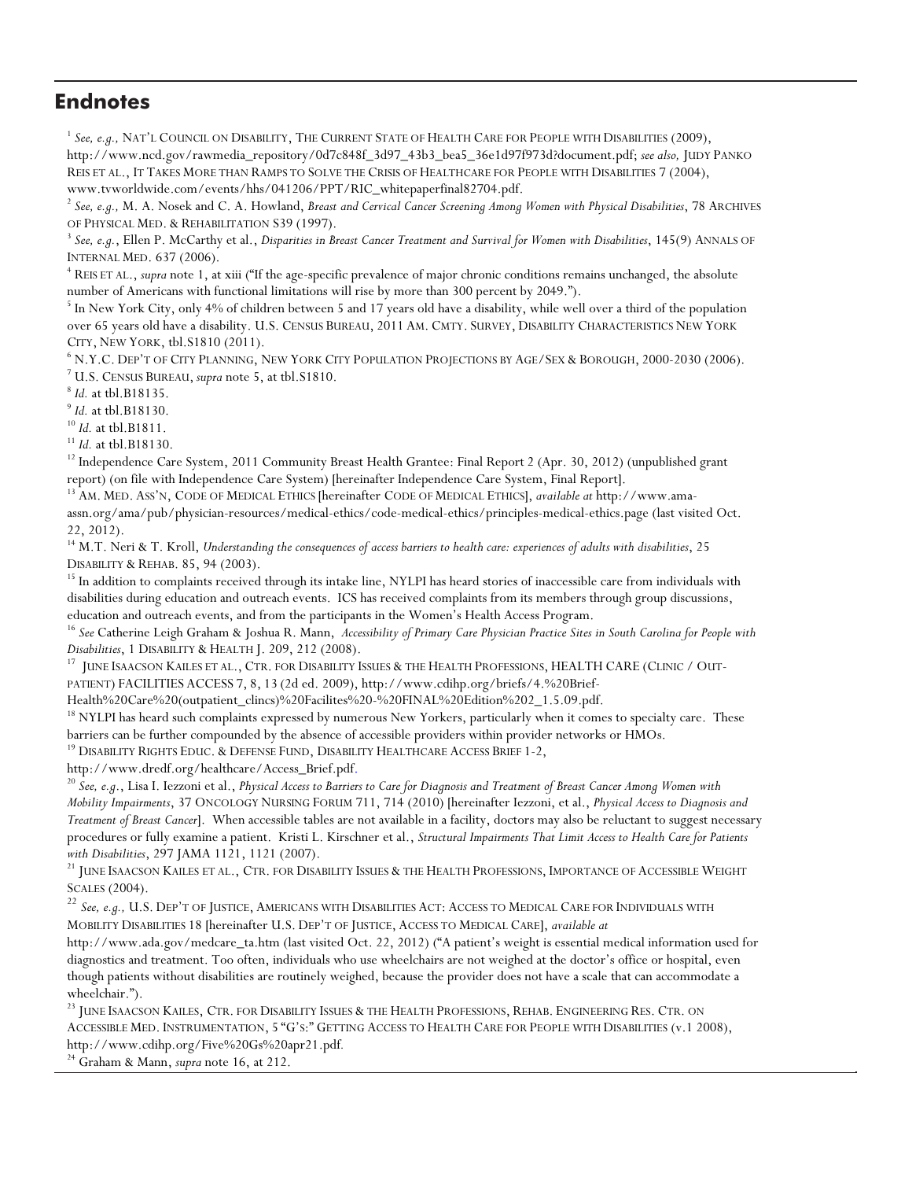## Endnotes

[1] *See, e.g.,* NAT'L COUNCIL ON DISABILITY, THE CURRENT STATE OF HEALTH CARE FOR PEOPLE WITH DISABILITIES (2009), http://www.ncd.gov/rawmedia_repository/0d7c848f_3d97_43b3_bea5_36e1d97f973d?document.pdf; *see also,* JUDY PANKO REIS ET AL., IT TAKES MORE THAN RAMPS TO SOLVE THE CRISIS OF HEALTHCARE FOR PEOPLE WITH DISABILITIES 7 (2004), www.tvworldwide.com/events/hhs/041206/PPT/RIC_whitepaperfinal82704.pdf.

[2] *See, e.g.,* M. A. Nosek and C. A. Howland, *Breast and Cervical Cancer Screening Among Women with Physical Disabilities*, 78 ARCHIVES OF PHYSICAL MED. & REHABILITATION S39 (1997).

[3] *See, e.g.*, Ellen P. McCarthy et al., *Disparities in Breast Cancer Treatment and Survival for Women with Disabilities*, 145(9) ANNALS OF INTERNAL MED. 637 (2006).

[4] REIS ET AL., *supra* note 1, at xiii ("If the age-specific prevalence of major chronic conditions remains unchanged, the absolute number of Americans with functional limitations will rise by more than 300 percent by 2049.").

[5] In New York City, only 4% of children between 5 and 17 years old have a disability, while well over a third of the population over 65 years old have a disability. U.S. CENSUS BUREAU, 2011 AM. CMTY. SURVEY, DISABILITY CHARACTERISTICS NEW YORK CITY, NEW YORK, tbl.S1810 (2011).

[6] N.Y.C. DEP'T OF CITY PLANNING, NEW YORK CITY POPULATION PROJECTIONS BY AGE/SEX & BOROUGH, 2000-2030 (2006).

[7] U.S. CENSUS BUREAU, *supra* note 5, at tbl.S1810.

[8] *Id.* at tbl.B18135.

[9] *Id.* at tbl.B18130.

[10] *Id.* at tbl.B1811.

[11] *Id.* at tbl.B18130.

[12] Independence Care System, 2011 Community Breast Health Grantee: Final Report 2 (Apr. 30, 2012) (unpublished grant report) (on file with Independence Care System) [hereinafter Independence Care System, Final Report].

[13] AM. MED. ASS'N, CODE OF MEDICAL ETHICS [hereinafter CODE OF MEDICAL ETHICS], *available at* http://www.ama-assn.org/ama/pub/physician-resources/medical-ethics/code-medical-ethics/principles-medical-ethics.page (last visited Oct. 22, 2012).

[14] M.T. Neri & T. Kroll, *Understanding the consequences of access barriers to health care: experiences of adults with disabilities*, 25 DISABILITY & REHAB. 85, 94 (2003).

[15] In addition to complaints received through its intake line, NYLPI has heard stories of inaccessible care from individuals with disabilities during education and outreach events. ICS has received complaints from its members through group discussions, education and outreach events, and from the participants in the Women's Health Access Program.

[16] *See* Catherine Leigh Graham & Joshua R. Mann, *Accessibility of Primary Care Physician Practice Sites in South Carolina for People with Disabilities*, 1 DISABILITY & HEALTH J. 209, 212 (2008).

[17] JUNE ISAACSON KAILES ET AL., CTR. FOR DISABILITY ISSUES & THE HEALTH PROFESSIONS, HEALTH CARE (CLINIC / OUT-PATIENT) FACILITIES ACCESS 7, 8, 13 (2d ed. 2009), http://www.cdihp.org/briefs/4.%20Brief-Health%20Care%20(outpatient_clincs)%20Facilites%20-%20FINAL%20Edition%202_1.5.09.pdf.

[18] NYLPI has heard such complaints expressed by numerous New Yorkers, particularly when it comes to specialty care. These barriers can be further compounded by the absence of accessible providers within provider networks or HMOs.

[19] DISABILITY RIGHTS EDUC. & DEFENSE FUND, DISABILITY HEALTHCARE ACCESS BRIEF 1-2, http://www.dredf.org/healthcare/Access_Brief.pdf.

[20] *See, e.g.*, Lisa I. Iezzoni et al., *Physical Access to Barriers to Care for Diagnosis and Treatment of Breast Cancer Among Women with Mobility Impairments*, 37 ONCOLOGY NURSING FORUM 711, 714 (2010) [hereinafter Iezzoni, et al., *Physical Access to Diagnosis and Treatment of Breast Cancer*]. When accessible tables are not available in a facility, doctors may also be reluctant to suggest necessary procedures or fully examine a patient. Kristi L. Kirschner et al., *Structural Impairments That Limit Access to Health Care for Patients with Disabilities*, 297 JAMA 1121, 1121 (2007).

[21] JUNE ISAACSON KAILES ET AL., CTR. FOR DISABILITY ISSUES & THE HEALTH PROFESSIONS, IMPORTANCE OF ACCESSIBLE WEIGHT SCALES (2004).

[22] *See, e.g.,* U.S. DEP'T OF JUSTICE, AMERICANS WITH DISABILITIES ACT: ACCESS TO MEDICAL CARE FOR INDIVIDUALS WITH MOBILITY DISABILITIES 18 [hereinafter U.S. DEP'T OF JUSTICE, ACCESS TO MEDICAL CARE], *available at* http://www.ada.gov/medcare_ta.htm (last visited Oct. 22, 2012) ("A patient's weight is essential medical information used for diagnostics and treatment. Too often, individuals who use wheelchairs are not weighed at the doctor's office or hospital, even though patients without disabilities are routinely weighed, because the provider does not have a scale that can accommodate a wheelchair.").

[23] JUNE ISAACSON KAILES, CTR. FOR DISABILITY ISSUES & THE HEALTH PROFESSIONS, REHAB. ENGINEERING RES. CTR. ON ACCESSIBLE MED. INSTRUMENTATION, 5 "G'S:" GETTING ACCESS TO HEALTH CARE FOR PEOPLE WITH DISABILITIES (v.1 2008), http://www.cdihp.org/Five%20Gs%20apr21.pdf.

[24] Graham & Mann, *supra* note 16, at 212.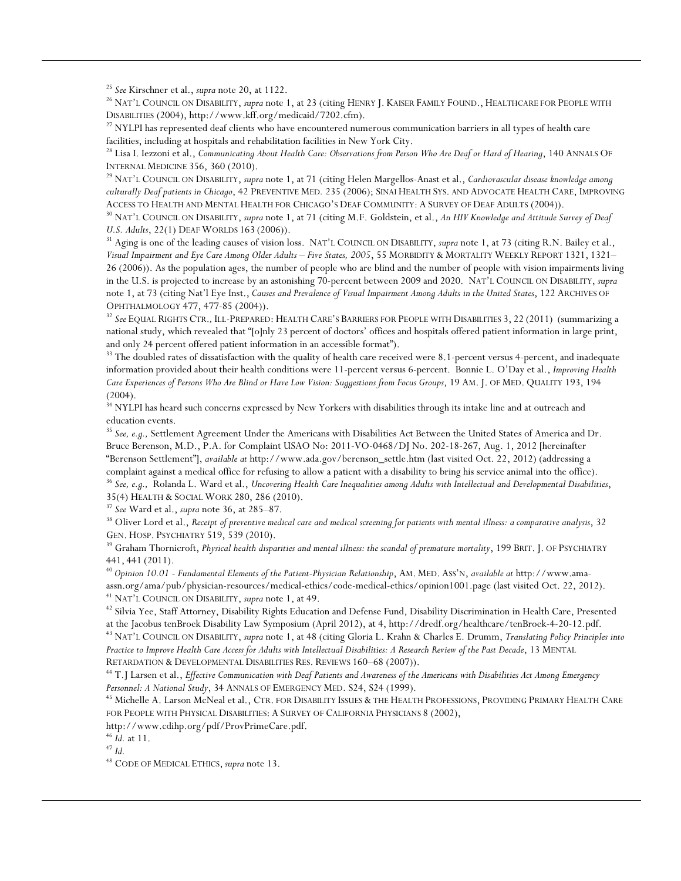[25] *See* Kirschner et al., *supra* note 20, at 1122.

[26] NAT'L COUNCIL ON DISABILITY, *supra* note 1, at 23 (citing HENRY J. KAISER FAMILY FOUND., HEALTHCARE FOR PEOPLE WITH DISABILITIES (2004), http://www.kff.org/medicaid/7202.cfm).

[27] NYLPI has represented deaf clients who have encountered numerous communication barriers in all types of health care facilities, including at hospitals and rehabilitation facilities in New York City.

[28] Lisa I. Iezzoni et al., *Communicating About Health Care: Observations from Person Who Are Deaf or Hard of Hearing*, 140 ANNALS OF INTERNAL MEDICINE 356, 360 (2010).

[29] NAT'L COUNCIL ON DISABILITY, *supra* note 1, at 71 (citing Helen Margellos-Anast et al., *Cardiovascular disease knowledge among culturally Deaf patients in Chicago*, 42 PREVENTIVE MED. 235 (2006); SINAI HEALTH SYS. AND ADVOCATE HEALTH CARE, IMPROVING ACCESS TO HEALTH AND MENTAL HEALTH FOR CHICAGO'S DEAF COMMUNITY: A SURVEY OF DEAF ADULTS (2004)).

[30] NAT'L COUNCIL ON DISABILITY, *supra* note 1, at 71 (citing M.F. Goldstein, et al., *An HIV Knowledge and Attitude Survey of Deaf U.S. Adults*, 22(1) DEAF WORLDS 163 (2006)).

[31] Aging is one of the leading causes of vision loss. NAT'L COUNCIL ON DISABILITY, *supra* note 1, at 73 (citing R.N. Bailey et al., *Visual Impairment and Eye Care Among Older Adults – Five States, 2005*, 55 MORBIDITY & MORTALITY WEEKLY REPORT 1321, 1321–26 (2006)). As the population ages, the number of people who are blind and the number of people with vision impairments living in the U.S. is projected to increase by an astonishing 70-percent between 2009 and 2020. NAT'L COUNCIL ON DISABILITY, *supra* note 1, at 73 (citing Nat'l Eye Inst., *Causes and Prevalence of Visual Impairment Among Adults in the United States*, 122 ARCHIVES OF OPHTHALMOLOGY 477, 477-85 (2004)).

[32] *See* EQUAL RIGHTS CTR., ILL-PREPARED: HEALTH CARE'S BARRIERS FOR PEOPLE WITH DISABILITIES 3, 22 (2011) (summarizing a national study, which revealed that "[o]nly 23 percent of doctors' offices and hospitals offered patient information in large print, and only 24 percent offered patient information in an accessible format").

[33] The doubled rates of dissatisfaction with the quality of health care received were 8.1-percent versus 4-percent, and inadequate information provided about their health conditions were 11-percent versus 6-percent. Bonnie L. O'Day et al., *Improving Health Care Experiences of Persons Who Are Blind or Have Low Vision: Suggestions from Focus Groups*, 19 AM. J. OF MED. QUALITY 193, 194 (2004).

[34] NYLPI has heard such concerns expressed by New Yorkers with disabilities through its intake line and at outreach and education events.

[35] *See, e.g.,* Settlement Agreement Under the Americans with Disabilities Act Between the United States of America and Dr. Bruce Berenson, M.D., P.A. for Complaint USAO No: 2011-VO-0468/DJ No. 202-18-267, Aug. 1, 2012 [hereinafter "Berenson Settlement"], *available at* http://www.ada.gov/berenson_settle.htm (last visited Oct. 22, 2012) (addressing a complaint against a medical office for refusing to allow a patient with a disability to bring his service animal into the office).

[36] *See, e.g.,* Rolanda L. Ward et al., *Uncovering Health Care Inequalities among Adults with Intellectual and Developmental Disabilities*, 35(4) HEALTH & SOCIAL WORK 280, 286 (2010).

[37] *See* Ward et al., *supra* note 36, at 285–87.

[38] Oliver Lord et al., *Receipt of preventive medical care and medical screening for patients with mental illness: a comparative analysis*, 32 GEN. HOSP. PSYCHIATRY 519, 539 (2010).

[39] Graham Thornicroft, *Physical health disparities and mental illness: the scandal of premature mortality*, 199 BRIT. J. OF PSYCHIATRY 441, 441 (2011).

[40] *Opinion 10.01 - Fundamental Elements of the Patient-Physician Relationship*, AM. MED. ASS'N, *available at* http://www.ama-assn.org/ama/pub/physician-resources/medical-ethics/code-medical-ethics/opinion1001.page (last visited Oct. 22, 2012).

[41] NAT'L COUNCIL ON DISABILITY, *supra* note 1, at 49.

[42] Silvia Yee, Staff Attorney, Disability Rights Education and Defense Fund, Disability Discrimination in Health Care, Presented at the Jacobus tenBroek Disability Law Symposium (April 2012), at 4, http://dredf.org/healthcare/tenBroek-4-20-12.pdf.

[43] NAT'L COUNCIL ON DISABILITY, *supra* note 1, at 48 (citing Gloria L. Krahn & Charles E. Drumm, *Translating Policy Principles into Practice to Improve Health Care Access for Adults with Intellectual Disabilities: A Research Review of the Past Decade*, 13 MENTAL RETARDATION & DEVELOPMENTAL DISABILITIES RES. REVIEWS 160–68 (2007)).

[44] T.J Larsen et al., *Effective Communication with Deaf Patients and Awareness of the Americans with Disabilities Act Among Emergency Personnel: A National Study*, 34 ANNALS OF EMERGENCY MED. S24, S24 (1999).

[45] Michelle A. Larson McNeal et al., CTR. FOR DISABILITY ISSUES & THE HEALTH PROFESSIONS, PROVIDING PRIMARY HEALTH CARE FOR PEOPLE WITH PHYSICAL DISABILITIES: A SURVEY OF CALIFORNIA PHYSICIANS 8 (2002), http://www.cdihp.org/pdf/ProvPrimeCare.pdf.

[46] *Id.* at 11.

[47] *Id.*

[48] CODE OF MEDICAL ETHICS, *supra* note 13.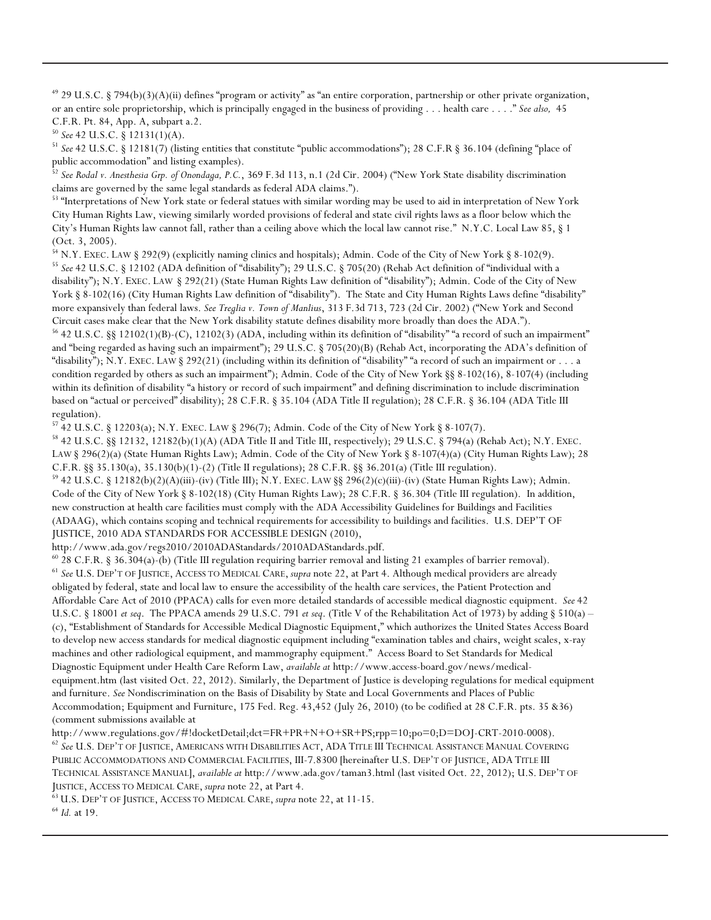[49] 29 U.S.C. § 794(b)(3)(A)(ii) defines "program or activity" as "an entire corporation, partnership or other private organization, or an entire sole proprietorship, which is principally engaged in the business of providing . . . health care . . . ." *See also,* 45 C.F.R. Pt. 84, App. A, subpart a.2.

[50] *See* 42 U.S.C. § 12131(1)(A).

[51] *See* 42 U.S.C. § 12181(7) (listing entities that constitute "public accommodations"); 28 C.F.R § 36.104 (defining "place of public accommodation" and listing examples).

[52] *See Rodal v. Anesthesia Grp. of Onondaga, P.C.*, 369 F.3d 113, n.1 (2d Cir. 2004) ("New York State disability discrimination claims are governed by the same legal standards as federal ADA claims.").

[53] "Interpretations of New York state or federal statues with similar wording may be used to aid in interpretation of New York City Human Rights Law, viewing similarly worded provisions of federal and state civil rights laws as a floor below which the City's Human Rights law cannot fall, rather than a ceiling above which the local law cannot rise." N.Y.C. Local Law 85, § 1 (Oct. 3, 2005).

[54] N.Y. EXEC. LAW § 292(9) (explicitly naming clinics and hospitals); Admin. Code of the City of New York § 8-102(9).

[55] *See* 42 U.S.C. § 12102 (ADA definition of "disability"); 29 U.S.C. § 705(20) (Rehab Act definition of "individual with a disability"); N.Y. EXEC. LAW § 292(21) (State Human Rights Law definition of "disability"); Admin. Code of the City of New York § 8-102(16) (City Human Rights Law definition of "disability"). The State and City Human Rights Laws define "disability" more expansively than federal laws. *See Treglia v. Town of Manlius*, 313 F.3d 713, 723 (2d Cir. 2002) ("New York and Second Circuit cases make clear that the New York disability statute defines disability more broadly than does the ADA.").

[56] 42 U.S.C. §§ 12102(1)(B)-(C), 12102(3) (ADA, including within its definition of "disability" "a record of such an impairment" and "being regarded as having such an impairment"); 29 U.S.C. § 705(20)(B) (Rehab Act, incorporating the ADA's definition of "disability"); N.Y. EXEC. LAW § 292(21) (including within its definition of "disability" "a record of such an impairment or . . . a condition regarded by others as such an impairment"); Admin. Code of the City of New York §§ 8-102(16), 8-107(4) (including within its definition of disability "a history or record of such impairment" and defining discrimination to include discrimination based on "actual or perceived" disability); 28 C.F.R. § 35.104 (ADA Title II regulation); 28 C.F.R. § 36.104 (ADA Title III regulation).

[57] 42 U.S.C. § 12203(a); N.Y. EXEC. LAW § 296(7); Admin. Code of the City of New York § 8-107(7).

[58] 42 U.S.C. §§ 12132, 12182(b)(1)(A) (ADA Title II and Title III, respectively); 29 U.S.C. § 794(a) (Rehab Act); N.Y. EXEC. LAW § 296(2)(a) (State Human Rights Law); Admin. Code of the City of New York § 8-107(4)(a) (City Human Rights Law); 28 C.F.R. §§ 35.130(a), 35.130(b)(1)-(2) (Title II regulations); 28 C.F.R. §§ 36.201(a) (Title III regulation).

[59] 42 U.S.C. § 12182(b)(2)(A)(iii)-(iv) (Title III); N.Y. EXEC. LAW §§ 296(2)(c)(iii)-(iv) (State Human Rights Law); Admin. Code of the City of New York § 8-102(18) (City Human Rights Law); 28 C.F.R. § 36.304 (Title III regulation). In addition, new construction at health care facilities must comply with the ADA Accessibility Guidelines for Buildings and Facilities (ADAAG), which contains scoping and technical requirements for accessibility to buildings and facilities. U.S. DEP'T OF JUSTICE, 2010 ADA STANDARDS FOR ACCESSIBLE DESIGN (2010), http://www.ada.gov/regs2010/2010ADAStandards/2010ADAStandards.pdf.

[60] 28 C.F.R. § 36.304(a)-(b) (Title III regulation requiring barrier removal and listing 21 examples of barrier removal).

[61] *See* U.S. DEP'T OF JUSTICE, ACCESS TO MEDICAL CARE, *supra* note 22, at Part 4. Although medical providers are already obligated by federal, state and local law to ensure the accessibility of the health care services, the Patient Protection and Affordable Care Act of 2010 (PPACA) calls for even more detailed standards of accessible medical diagnostic equipment. *See* 42 U.S.C. § 18001 *et seq*. The PPACA amends 29 U.S.C. 791 *et seq*. (Title V of the Rehabilitation Act of 1973) by adding § 510(a) – (c), "Establishment of Standards for Accessible Medical Diagnostic Equipment," which authorizes the United States Access Board to develop new access standards for medical diagnostic equipment including "examination tables and chairs, weight scales, x-ray machines and other radiological equipment, and mammography equipment." Access Board to Set Standards for Medical Diagnostic Equipment under Health Care Reform Law, *available at* http://www.access-board.gov/news/medical-equipment.htm (last visited Oct. 22, 2012). Similarly, the Department of Justice is developing regulations for medical equipment and furniture. *See* Nondiscrimination on the Basis of Disability by State and Local Governments and Places of Public Accommodation; Equipment and Furniture, 175 Fed. Reg. 43,452 (July 26, 2010) (to be codified at 28 C.F.R. pts. 35 &36) (comment submissions available at http://www.regulations.gov/#!docketDetail;dct=FR+PR+N+O+SR+PS;rpp=10;po=0;D=DOJ-CRT-2010-0008).

[62] *See* U.S. DEP'T OF JUSTICE, AMERICANS WITH DISABILITIES ACT, ADA TITLE III TECHNICAL ASSISTANCE MANUAL COVERING PUBLIC ACCOMMODATIONS AND COMMERCIAL FACILITIES, III-7.8300 [hereinafter U.S. DEP'T OF JUSTICE, ADA TITLE III TECHNICAL ASSISTANCE MANUAL], *available at* http://www.ada.gov/taman3.html (last visited Oct. 22, 2012); U.S. DEP'T OF JUSTICE, ACCESS TO MEDICAL CARE, *supra* note 22, at Part 4.

[63] U.S. DEP'T OF JUSTICE, ACCESS TO MEDICAL CARE, *supra* note 22, at 11-15.

[64] *Id.* at 19.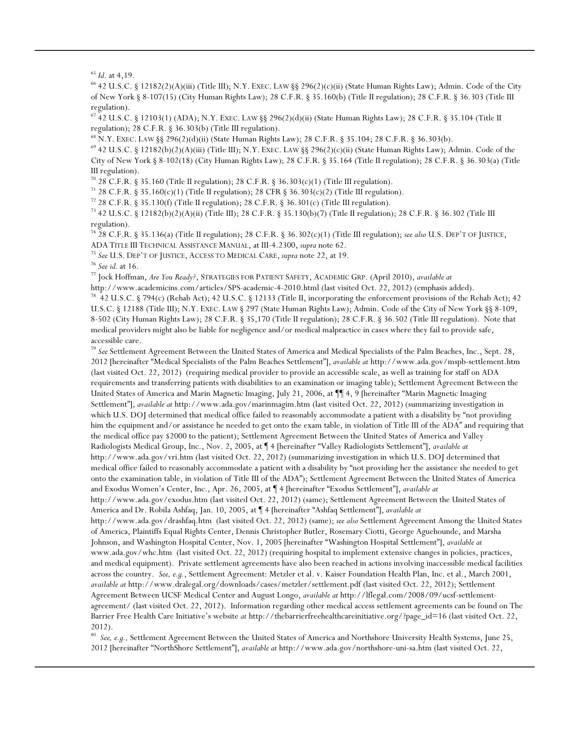[65] *Id.* at 4,19.

[66] 42 U.S.C. § 12182(2)(A)(iii) (Title III); N.Y. EXEC. LAW §§ 296(2)(c)(ii) (State Human Rights Law); Admin. Code of the City of New York § 8-107(15) (City Human Rights Law); 28 C.F.R. § 35.160(b) (Title II regulation); 28 C.F.R. § 36.303 (Title III regulation).

[67] 42 U.S.C. § 12103(1) (ADA); N.Y. EXEC. LAW §§ 296(2)(d)(ii) (State Human Rights Law); 28 C.F.R. § 35.104 (Title II regulation); 28 C.F.R. § 36.303(b) (Title III regulation).

[68] N.Y. EXEC. LAW §§ 296(2)(d)(ii) (State Human Rights Law); 28 C.F.R. § 35.104; 28 C.F.R. § 36.303(b).

[69] 42 U.S.C. § 12182(b)(2)(A)(iii) (Title III); N.Y. EXEC. LAW §§ 296(2)(c)(ii) (State Human Rights Law); Admin. Code of the City of New York § 8-102(18) (City Human Rights Law); 28 C.F.R. § 35.164 (Title II regulation); 28 C.F.R. § 36.303(a) (Title III regulation).

[70] 28 C.F.R. § 35.160 (Title II regulation); 28 C.F.R. § 36.303(c)(1) (Title III regulation).

[71] 28 C.F.R. § 35.160(c)(1) (Title II regulation); 28 CFR § 36.303(c)(2) (Title III regulation).

[72] 28 C.F.R. § 35.130(f) (Title II regulation); 28 C.F.R. § 36.301(c) (Title III regulation).

[73] 42 U.S.C. § 12182(b)(2)(A)(ii) (Title III); 28 C.F.R. § 35.130(b)(7) (Title II regulation); 28 C.F.R. § 36.302 (Title III regulation).

[74] 28 C.F.R. § 35.136(a) (Title II regulation); 28 C.F.R. § 36.302(c)(1) (Title III regulation); *see also* U.S. DEP'T OF JUSTICE, ADA TITLE III TECHNICAL ASSISTANCE MANUAL, at III-4.2300, *supra* note 62.

[75] *See* U.S. DEP'T OF JUSTICE, ACCESS TO MEDICAL CARE, *supra* note 22, at 19.

[76] *See id.* at 16.

[77] Jock Hoffman, *Are You Ready?*, STRATEGIES FOR PATIENT SAFETY, ACADEMIC GRP. (April 2010), *available at* http://www.academicins.com/articles/SPS-academic-4-2010.html (last visited Oct. 22, 2012) (emphasis added).

[78] 42 U.S.C. § 794(c) (Rehab Act); 42 U.S.C. § 12133 (Title II, incorporating the enforcement provisions of the Rehab Act); 42 U.S.C. § 12188 (Title III); N.Y. EXEC. LAW § 297 (State Human Rights Law); Admin. Code of the City of New York §§ 8-109, 8-502 (City Human Rights Law); 28 C.F.R. § 35,170 (Title II regulation); 28 C.F.R. § 36.502 (Title III regulation). Note that medical providers might also be liable for negligence and/or medical malpractice in cases where they fail to provide safe, accessible care.

[79] *See* Settlement Agreement Between the United States of America and Medical Specialists of the Palm Beaches, Inc., Sept. 28, 2012 [hereinafter "Medical Specialists of the Palm Beaches Settlement"], *available at* http://www.ada.gov/mspb-settlement.htm (last visited Oct. 22, 2012) (requiring medical provider to provide an accessible scale, as well as training for staff on ADA requirements and transferring patients with disabilities to an examination or imaging table); Settlement Agreement Between the United States of America and Marin Magnetic Imaging, July 21, 2006, at ¶¶ 4, 9 [hereinafter "Marin Magnetic Imaging Settlement"], *available at* http://www.ada.gov/marinmagim.htm (last visited Oct. 22, 2012) (summarizing investigation in which U.S. DOJ determined that medical office failed to reasonably accommodate a patient with a disability by "not providing him the equipment and/or assistance he needed to get onto the exam table, in violation of Title III of the ADA" and requiring that the medical office pay $2000 to the patient); Settlement Agreement Between the United States of America and Valley Radiologists Medical Group, Inc., Nov. 2, 2005, at ¶ 4 [hereinafter "Valley Radiologists Settlement"], *available at* http://www.ada.gov/vri.htm (last visited Oct. 22, 2012) (summarizing investigation in which U.S. DOJ determined that medical office failed to reasonably accommodate a patient with a disability by "not providing her the assistance she needed to get onto the examination table, in violation of Title III of the ADA"); Settlement Agreement Between the United States of America and Exodus Women's Center, Inc., Apr. 26, 2005, at ¶ 4 [hereinafter "Exodus Settlement"], *available at* http://www.ada.gov/exodus.htm (last visited Oct. 22, 2012) (same); Settlement Agreement Between the United States of America and Dr. Robila Ashfaq, Jan. 10, 2005, at ¶ 4 [hereinafter "Ashfaq Settlement"], *available at* http://www.ada.gov/drashfaq.htm (last visited Oct. 22, 2012) (same); *see also* Settlement Agreement Among the United States of America, Plaintiffs Equal Rights Center, Dennis Christopher Butler, Rosemary Ciotti, George Aguehounde, and Marsha Johnson, and Washington Hospital Center, Nov. 1, 2005 [hereinafter "Washington Hospital Settlement"], *available at* www.ada.gov/whc.htm (last visited Oct. 22, 2012) (requiring hospital to implement extensive changes in policies, practices, and medical equipment). Private settlement agreements have also been reached in actions involving inaccessible medical facilities across the country. *See, e.g.*, Settlement Agreement: Metzler et al. v. Kaiser Foundation Health Plan, Inc. et al., March 2001, *available at* http://www.dralegal.org/downloads/cases/metzler/settlement.pdf (last visited Oct. 22, 2012); Settlement Agreement Between UCSF Medical Center and August Longo, *available at* http://lflegal.com/2008/09/ucsf-settlement-agreement/ (last visited Oct. 22, 2012). Information regarding other medical access settlement agreements can be found on The Barrier Free Health Care Initiative's website *at* http://thebarrierfreehealthcareinitiative.org/?page_id=16 (last visited Oct. 22, 2012).

[80] *See, e.g.,* Settlement Agreement Between the United States of America and Northshore University Health Systems, June 25, 2012 [hereinafter "NorthShore Settlement"], *available at* http://www.ada.gov/northshore-uni-sa.htm (last visited Oct. 22,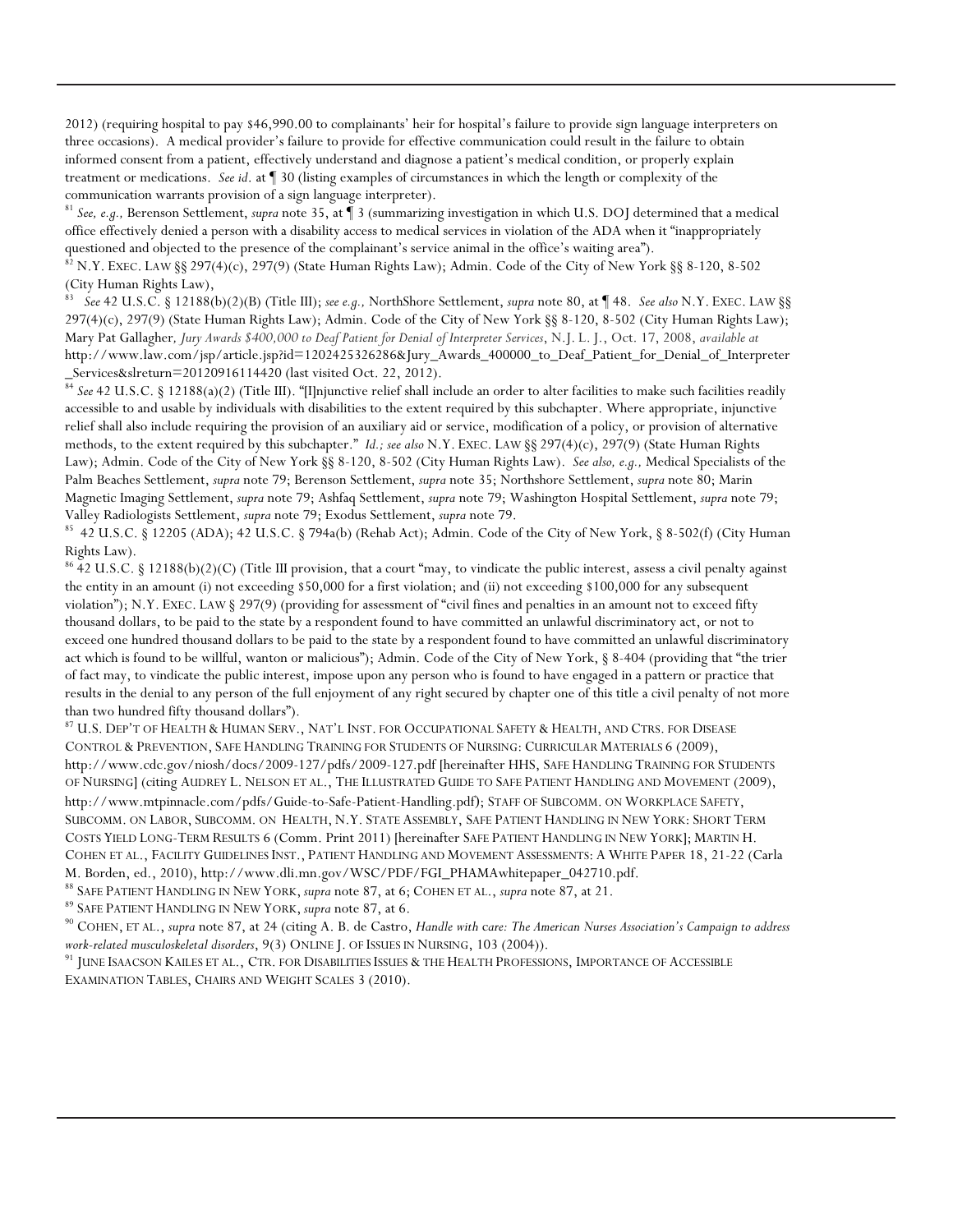2012) (requiring hospital to pay $46,990.00 to complainants' heir for hospital's failure to provide sign language interpreters on three occasions). A medical provider's failure to provide for effective communication could result in the failure to obtain informed consent from a patient, effectively understand and diagnose a patient's medical condition, or properly explain treatment or medications. *See id*. at ¶ 30 (listing examples of circumstances in which the length or complexity of the communication warrants provision of a sign language interpreter).

[81] *See, e.g.,* Berenson Settlement, *supra* note 35, at ¶ 3 (summarizing investigation in which U.S. DOJ determined that a medical office effectively denied a person with a disability access to medical services in violation of the ADA when it "inappropriately questioned and objected to the presence of the complainant's service animal in the office's waiting area").

[82] N.Y. EXEC. LAW §§ 297(4)(c), 297(9) (State Human Rights Law); Admin. Code of the City of New York §§ 8-120, 8-502 (City Human Rights Law),

[83] *See* 42 U.S.C. § 12188(b)(2)(B) (Title III); *see e.g.,* NorthShore Settlement, *supra* note 80, at ¶ 48. *See also* N.Y. EXEC. LAW §§ 297(4)(c), 297(9) (State Human Rights Law); Admin. Code of the City of New York §§ 8-120, 8-502 (City Human Rights Law); Mary Pat Gallagher, *Jury Awards $400,000 to Deaf Patient for Denial of Interpreter Services*, N.J. L. J., Oct. 17, 2008, *available at* http://www.law.com/jsp/article.jsp?id=1202425326286&Jury_Awards_400000_to_Deaf_Patient_for_Denial_of_Interpreter_Services&slreturn=20120916114420 (last visited Oct. 22, 2012).

[84] *See* 42 U.S.C. § 12188(a)(2) (Title III). "[I]njunctive relief shall include an order to alter facilities to make such facilities readily accessible to and usable by individuals with disabilities to the extent required by this subchapter. Where appropriate, injunctive relief shall also include requiring the provision of an auxiliary aid or service, modification of a policy, or provision of alternative methods, to the extent required by this subchapter." *Id.; see also* N.Y. EXEC. LAW §§ 297(4)(c), 297(9) (State Human Rights Law); Admin. Code of the City of New York §§ 8-120, 8-502 (City Human Rights Law). *See also, e.g.,* Medical Specialists of the Palm Beaches Settlement, *supra* note 79; Berenson Settlement, *supra* note 35; Northshore Settlement, *supra* note 80; Marin Magnetic Imaging Settlement, *supra* note 79; Ashfaq Settlement, *supra* note 79; Washington Hospital Settlement, *supra* note 79; Valley Radiologists Settlement, *supra* note 79; Exodus Settlement, *supra* note 79.

[85] 42 U.S.C. § 12205 (ADA); 42 U.S.C. § 794a(b) (Rehab Act); Admin. Code of the City of New York, § 8-502(f) (City Human Rights Law).

[86] 42 U.S.C. § 12188(b)(2)(C) (Title III provision, that a court "may, to vindicate the public interest, assess a civil penalty against the entity in an amount (i) not exceeding $50,000 for a first violation; and (ii) not exceeding $100,000 for any subsequent violation"); N.Y. EXEC. LAW § 297(9) (providing for assessment of "civil fines and penalties in an amount not to exceed fifty thousand dollars, to be paid to the state by a respondent found to have committed an unlawful discriminatory act, or not to exceed one hundred thousand dollars to be paid to the state by a respondent found to have committed an unlawful discriminatory act which is found to be willful, wanton or malicious"); Admin. Code of the City of New York, § 8-404 (providing that "the trier of fact may, to vindicate the public interest, impose upon any person who is found to have engaged in a pattern or practice that results in the denial to any person of the full enjoyment of any right secured by chapter one of this title a civil penalty of not more than two hundred fifty thousand dollars").

[87] U.S. DEP'T OF HEALTH & HUMAN SERV., NAT'L INST. FOR OCCUPATIONAL SAFETY & HEALTH, AND CTRS. FOR DISEASE CONTROL & PREVENTION, SAFE HANDLING TRAINING FOR STUDENTS OF NURSING: CURRICULAR MATERIALS 6 (2009), http://www.cdc.gov/niosh/docs/2009-127/pdfs/2009-127.pdf [hereinafter HHS, SAFE HANDLING TRAINING FOR STUDENTS OF NURSING] (citing AUDREY L. NELSON ET AL., THE ILLUSTRATED GUIDE TO SAFE PATIENT HANDLING AND MOVEMENT (2009), http://www.mtpinnacle.com/pdfs/Guide-to-Safe-Patient-Handling.pdf); STAFF OF SUBCOMM. ON WORKPLACE SAFETY, SUBCOMM. ON LABOR, SUBCOMM. ON HEALTH, N.Y. STATE ASSEMBLY, SAFE PATIENT HANDLING IN NEW YORK: SHORT TERM COSTS YIELD LONG-TERM RESULTS 6 (Comm. Print 2011) [hereinafter SAFE PATIENT HANDLING IN NEW YORK]; MARTIN H. COHEN ET AL., FACILITY GUIDELINES INST., PATIENT HANDLING AND MOVEMENT ASSESSMENTS: A WHITE PAPER 18, 21-22 (Carla M. Borden, ed., 2010), http://www.dli.mn.gov/WSC/PDF/FGI_PHAMAwhitepaper_042710.pdf.

[88] SAFE PATIENT HANDLING IN NEW YORK, *supra* note 87, at 6; COHEN ET AL., *supra* note 87, at 21.

[89] SAFE PATIENT HANDLING IN NEW YORK, *supra* note 87, at 6.

[90] COHEN, ET AL., *supra* note 87, at 24 (citing A. B. de Castro, *Handle with care: The American Nurses Association's Campaign to address work-related musculoskeletal disorders*, 9(3) ONLINE J. OF ISSUES IN NURSING, 103 (2004)).

[91] JUNE ISAACSON KAILES ET AL., CTR. FOR DISABILITIES ISSUES & THE HEALTH PROFESSIONS, IMPORTANCE OF ACCESSIBLE EXAMINATION TABLES, CHAIRS AND WEIGHT SCALES 3 (2010).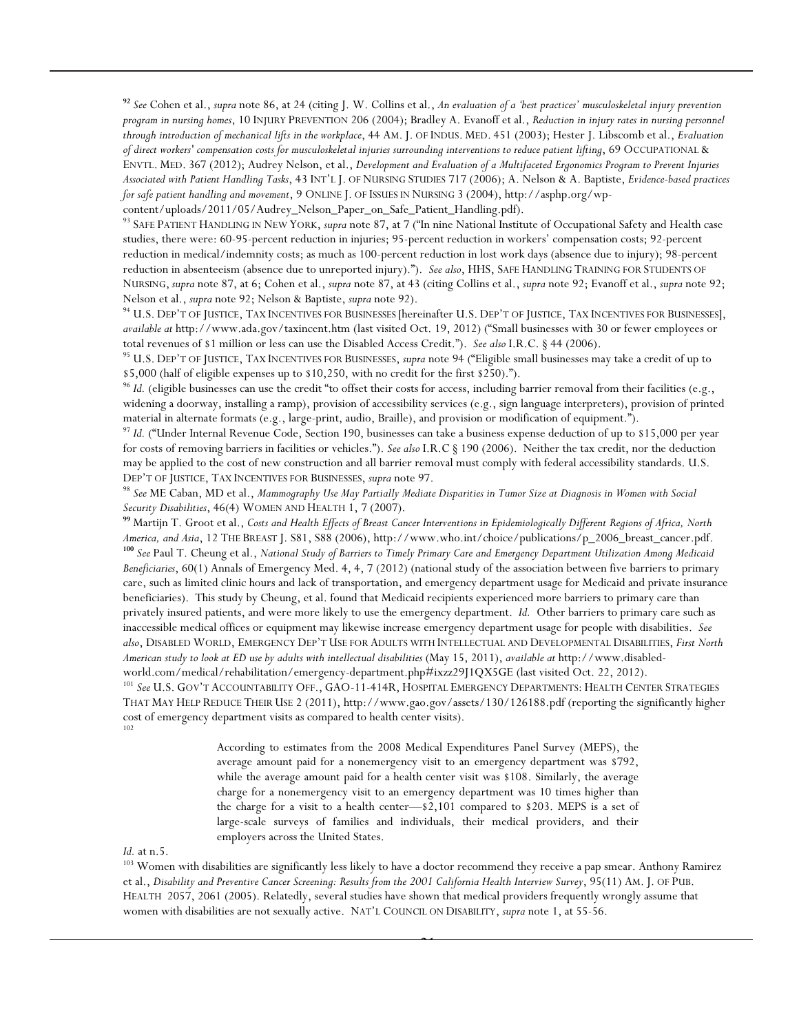[92] *See* Cohen et al., *supra* note 86, at 24 (citing J. W. Collins et al., *An evaluation of a 'best practices' musculoskeletal injury prevention program in nursing homes*, 10 INJURY PREVENTION 206 (2004); Bradley A. Evanoff et al., *Reduction in injury rates in nursing personnel through introduction of mechanical lifts in the workplace*, 44 AM. J. OF INDUS. MED. 451 (2003); Hester J. Libscomb et al., *Evaluation of direct workers' compensation costs for musculoskeletal injuries surrounding interventions to reduce patient lifting*, 69 OCCUPATIONAL & ENVTL. MED. 367 (2012); Audrey Nelson, et al., *Development and Evaluation of a Multifaceted Ergonomics Program to Prevent Injuries Associated with Patient Handling Tasks*, 43 INT'L J. OF NURSING STUDIES 717 (2006); A. Nelson & A. Baptiste, *Evidence-based practices for safe patient handling and movement*, 9 ONLINE J. OF ISSUES IN NURSING 3 (2004), http://asphp.org/wp-content/uploads/2011/05/Audrey_Nelson_Paper_on_Safe_Patient_Handling.pdf).

[93] SAFE PATIENT HANDLING IN NEW YORK, *supra* note 87, at 7 ("In nine National Institute of Occupational Safety and Health case studies, there were: 60-95-percent reduction in injuries; 95-percent reduction in workers' compensation costs; 92-percent reduction in medical/indemnity costs; as much as 100-percent reduction in lost work days (absence due to injury); 98-percent reduction in absenteeism (absence due to unreported injury)."). *See also*, HHS, SAFE HANDLING TRAINING FOR STUDENTS OF NURSING, *supra* note 87, at 6; Cohen et al., *supra* note 87, at 43 (citing Collins et al., *supra* note 92; Evanoff et al., *supra* note 92; Nelson et al., *supra* note 92; Nelson & Baptiste, *supra* note 92).

[94] U.S. DEP'T OF JUSTICE, TAX INCENTIVES FOR BUSINESSES [hereinafter U.S. DEP'T OF JUSTICE, TAX INCENTIVES FOR BUSINESSES], *available at* http://www.ada.gov/taxincent.htm (last visited Oct. 19, 2012) ("Small businesses with 30 or fewer employees or total revenues of $1 million or less can use the Disabled Access Credit."). *See also* I.R.C. § 44 (2006).

[95] U.S. DEP'T OF JUSTICE, TAX INCENTIVES FOR BUSINESSES, *supra* note 94 ("Eligible small businesses may take a credit of up to $5,000 (half of eligible expenses up to $10,250, with no credit for the first $250).").

[96] *Id.* (eligible businesses can use the credit "to offset their costs for access, including barrier removal from their facilities (e.g., widening a doorway, installing a ramp), provision of accessibility services (e.g., sign language interpreters), provision of printed material in alternate formats (e.g., large-print, audio, Braille), and provision or modification of equipment.").

[97] *Id.* ("Under Internal Revenue Code, Section 190, businesses can take a business expense deduction of up to $15,000 per year for costs of removing barriers in facilities or vehicles."). *See also* I.R.C § 190 (2006). Neither the tax credit, nor the deduction may be applied to the cost of new construction and all barrier removal must comply with federal accessibility standards. U.S. DEP'T OF JUSTICE, TAX INCENTIVES FOR BUSINESSES, *supra* note 97.

[98] *See* ME Caban, MD et al., *Mammography Use May Partially Mediate Disparities in Tumor Size at Diagnosis in Women with Social Security Disabilities*, 46(4) WOMEN AND HEALTH 1, 7 (2007).

[99] Martijn T. Groot et al., *Costs and Health Effects of Breast Cancer Interventions in Epidemiologically Different Regions of Africa, North America, and Asia*, 12 THE BREAST J. S81, S88 (2006), http://www.who.int/choice/publications/p_2006_breast_cancer.pdf.

[100] *See* Paul T. Cheung et al., *National Study of Barriers to Timely Primary Care and Emergency Department Utilization Among Medicaid Beneficiaries*, 60(1) Annals of Emergency Med. 4, 4, 7 (2012) (national study of the association between five barriers to primary care, such as limited clinic hours and lack of transportation, and emergency department usage for Medicaid and private insurance beneficiaries). This study by Cheung, et al. found that Medicaid recipients experienced more barriers to primary care than privately insured patients, and were more likely to use the emergency department. *Id.* Other barriers to primary care such as inaccessible medical offices or equipment may likewise increase emergency department usage for people with disabilities. *See also*, DISABLED WORLD, EMERGENCY DEP'T USE FOR ADULTS WITH INTELLECTUAL AND DEVELOPMENTAL DISABILITIES, *First North American study to look at ED use by adults with intellectual disabilities* (May 15, 2011), *available at* http://www.disabled-world.com/medical/rehabilitation/emergency-department.php#ixzz29J1QX5GE (last visited Oct. 22, 2012).

[101] *See* U.S. GOV'T ACCOUNTABILITY OFF., GAO-11-414R, HOSPITAL EMERGENCY DEPARTMENTS: HEALTH CENTER STRATEGIES THAT MAY HELP REDUCE THEIR USE 2 (2011), http://www.gao.gov/assets/130/126188.pdf (reporting the significantly higher cost of emergency department visits as compared to health center visits).

[102]

> According to estimates from the 2008 Medical Expenditures Panel Survey (MEPS), the average amount paid for a nonemergency visit to an emergency department was $792, while the average amount paid for a health center visit was $108. Similarly, the average charge for a nonemergency visit to an emergency department was 10 times higher than the charge for a visit to a health center—$2,101 compared to $203. MEPS is a set of large-scale surveys of families and individuals, their medical providers, and their employers across the United States.

*Id.* at n.5.

[103] Women with disabilities are significantly less likely to have a doctor recommend they receive a pap smear. Anthony Ramirez et al., *Disability and Preventive Cancer Screening: Results from the 2001 California Health Interview Survey*, 95(11) AM. J. OF PUB. HEALTH 2057, 2061 (2005). Relatedly, several studies have shown that medical providers frequently wrongly assume that women with disabilities are not sexually active. NAT'L COUNCIL ON DISABILITY, *supra* note 1, at 55-56.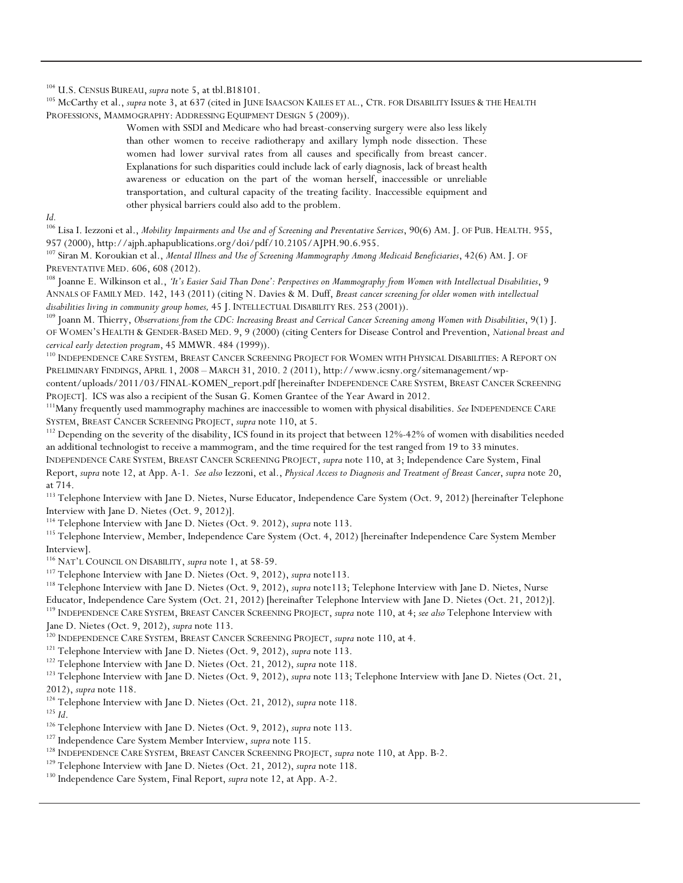[104] U.S. CENSUS BUREAU, *supra* note 5, at tbl.B18101.

[105] McCarthy et al., *supra* note 3, at 637 (cited in JUNE ISAACSON KAILES ET AL., CTR. FOR DISABILITY ISSUES & THE HEALTH PROFESSIONS, MAMMOGRAPHY: ADDRESSING EQUIPMENT DESIGN 5 (2009)).

> Women with SSDI and Medicare who had breast-conserving surgery were also less likely than other women to receive radiotherapy and axillary lymph node dissection. These women had lower survival rates from all causes and specifically from breast cancer. Explanations for such disparities could include lack of early diagnosis, lack of breast health awareness or education on the part of the woman herself, inaccessible or unreliable transportation, and cultural capacity of the treating facility. Inaccessible equipment and other physical barriers could also add to the problem.

*Id.*

[106] Lisa I. Iezzoni et al., *Mobility Impairments and Use and of Screening and Preventative Services*, 90(6) AM. J. OF PUB. HEALTH. 955, 957 (2000), http://ajph.aphapublications.org/doi/pdf/10.2105/AJPH.90.6.955.

[107] Siran M. Koroukian et al., *Mental Illness and Use of Screening Mammography Among Medicaid Beneficiaries*, 42(6) AM. J. OF PREVENTATIVE MED. 606, 608 (2012).

[108] Joanne E. Wilkinson et al., *'It's Easier Said Than Done': Perspectives on Mammography from Women with Intellectual Disabilities*, 9 ANNALS OF FAMILY MED. 142, 143 (2011) (citing N. Davies & M. Duff, *Breast cancer screening for older women with intellectual disabilities living in community group homes,* 45 J. INTELLECTUAL DISABILITY RES. 253 (2001)).

[109] Joann M. Thierry, *Observations from the CDC: Increasing Breast and Cervical Cancer Screening among Women with Disabilities*, 9(1) J. OF WOMEN'S HEALTH & GENDER-BASED MED. 9, 9 (2000) (citing Centers for Disease Control and Prevention, *National breast and cervical early detection program*, 45 MMWR. 484 (1999)).

[110] INDEPENDENCE CARE SYSTEM, BREAST CANCER SCREENING PROJECT FOR WOMEN WITH PHYSICAL DISABILITIES: A REPORT ON PRELIMINARY FINDINGS, APRIL 1, 2008 – MARCH 31, 2010. 2 (2011), http://www.icsny.org/sitemanagement/wp-content/uploads/2011/03/FINAL-KOMEN_report.pdf [hereinafter INDEPENDENCE CARE SYSTEM, BREAST CANCER SCREENING PROJECT]. ICS was also a recipient of the Susan G. Komen Grantee of the Year Award in 2012.

[111] Many frequently used mammography machines are inaccessible to women with physical disabilities. *See* INDEPENDENCE CARE SYSTEM, BREAST CANCER SCREENING PROJECT, *supra* note 110, at 5.

[112] Depending on the severity of the disability, ICS found in its project that between 12%-42% of women with disabilities needed an additional technologist to receive a mammogram, and the time required for the test ranged from 19 to 33 minutes. INDEPENDENCE CARE SYSTEM, BREAST CANCER SCREENING PROJECT, *supra* note 110, at 3; Independence Care System, Final Report, *supra* note 12, at App. A-1. *See also* Iezzoni, et al., *Physical Access to Diagnosis and Treatment of Breast Cancer*, *supra* note 20, at 714.

[113] Telephone Interview with Jane D. Nietes, Nurse Educator, Independence Care System (Oct. 9, 2012) [hereinafter Telephone Interview with Jane D. Nietes (Oct. 9, 2012)].

[114] Telephone Interview with Jane D. Nietes (Oct. 9. 2012), *supra* note 113.

[115] Telephone Interview, Member, Independence Care System (Oct. 4, 2012) [hereinafter Independence Care System Member Interview].

[116] NAT'L COUNCIL ON DISABILITY, *supra* note 1, at 58-59.

[117] Telephone Interview with Jane D. Nietes (Oct. 9, 2012), *supra* note113.

[118] Telephone Interview with Jane D. Nietes (Oct. 9, 2012), *supra* note113; Telephone Interview with Jane D. Nietes, Nurse Educator, Independence Care System (Oct. 21, 2012) [hereinafter Telephone Interview with Jane D. Nietes (Oct. 21, 2012)].

[119] INDEPENDENCE CARE SYSTEM, BREAST CANCER SCREENING PROJECT, *supra* note 110, at 4; *see also* Telephone Interview with Jane D. Nietes (Oct. 9, 2012), *supra* note 113.

[120] INDEPENDENCE CARE SYSTEM, BREAST CANCER SCREENING PROJECT, *supra* note 110, at 4.

[121] Telephone Interview with Jane D. Nietes (Oct. 9, 2012), *supra* note 113.

[122] Telephone Interview with Jane D. Nietes (Oct. 21, 2012), *supra* note 118.

[123] Telephone Interview with Jane D. Nietes (Oct. 9, 2012), *supra* note 113; Telephone Interview with Jane D. Nietes (Oct. 21, 2012), *supra* note 118.

[124] Telephone Interview with Jane D. Nietes (Oct. 21, 2012), *supra* note 118.

[125] *Id.*

[126] Telephone Interview with Jane D. Nietes (Oct. 9, 2012), *supra* note 113.

[127] Independence Care System Member Interview, *supra* note 115.

[128] INDEPENDENCE CARE SYSTEM, BREAST CANCER SCREENING PROJECT, *supra* note 110, at App. B-2.

[129] Telephone Interview with Jane D. Nietes (Oct. 21, 2012), *supra* note 118.

[130] Independence Care System, Final Report, *supra* note 12, at App. A-2.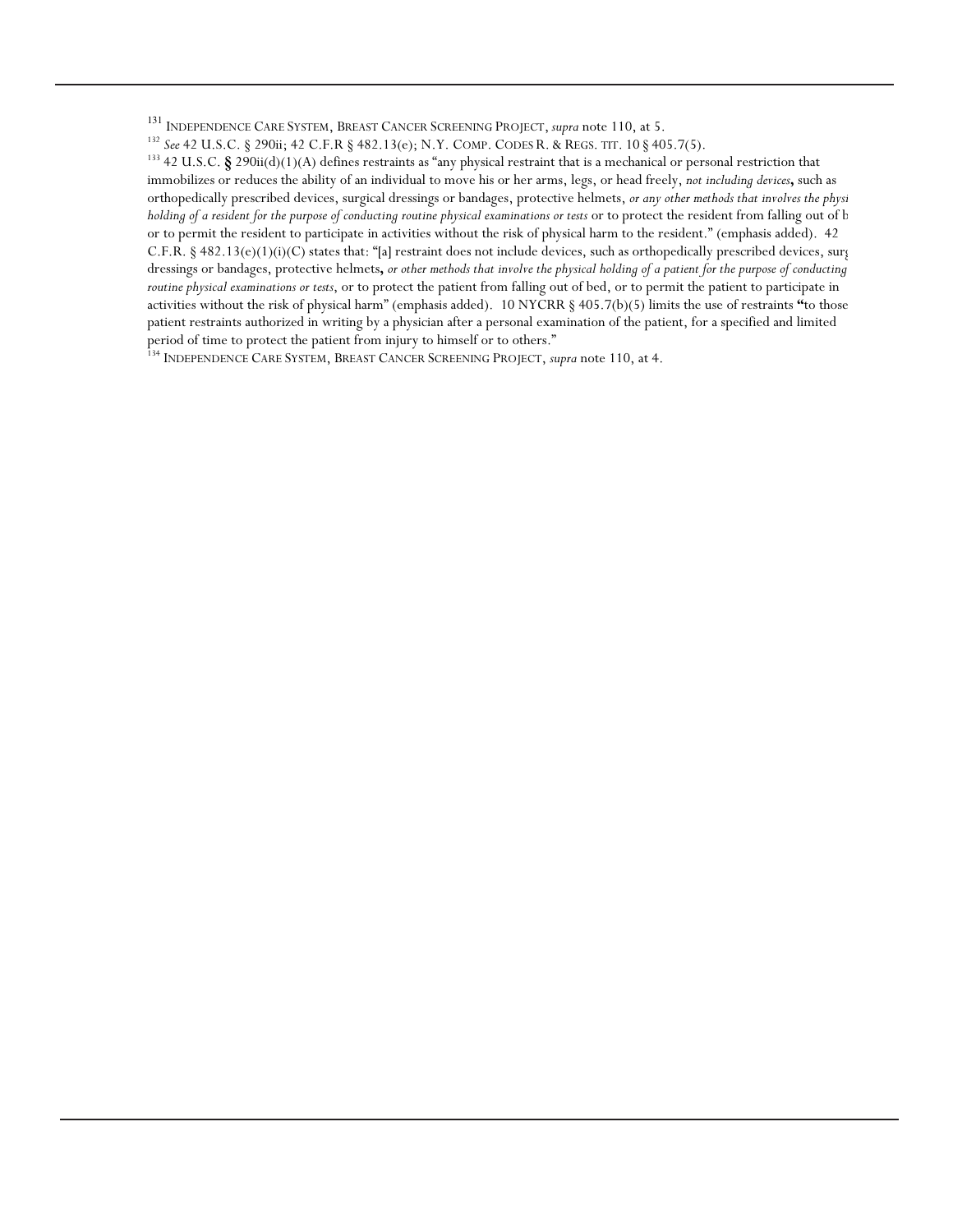[131] INDEPENDENCE CARE SYSTEM, BREAST CANCER SCREENING PROJECT, *supra* note 110, at 5.

[132] *See* 42 U.S.C. § 290ii; 42 C.F.R § 482.13(e); N.Y. COMP. CODES R. & REGS. TIT. 10 § 405.7(5).

[133] 42 U.S.C. **§** 290ii(d)(1)(A) defines restraints as "any physical restraint that is a mechanical or personal restriction that immobilizes or reduces the ability of an individual to move his or her arms, legs, or head freely, *not including devices*, such as orthopedically prescribed devices, surgical dressings or bandages, protective helmets, *or any other methods that involves the physi holding of a resident for the purpose of conducting routine physical examinations or tests* or to protect the resident from falling out of b or to permit the resident to participate in activities without the risk of physical harm to the resident." (emphasis added). 42 C.F.R. § 482.13(e)(1)(i)(C) states that: "[a] restraint does not include devices, such as orthopedically prescribed devices, surg dressings or bandages, protective helmets**,** *or other methods that involve the physical holding of a patient for the purpose of conducting routine physical examinations or tests*, or to protect the patient from falling out of bed, or to permit the patient to participate in activities without the risk of physical harm" (emphasis added). 10 NYCRR § 405.7(b)(5) limits the use of restraints **"**to those patient restraints authorized in writing by a physician after a personal examination of the patient, for a specified and limited period of time to protect the patient from injury to himself or to others."

[134] INDEPENDENCE CARE SYSTEM, BREAST CANCER SCREENING PROJECT, *supra* note 110, at 4.